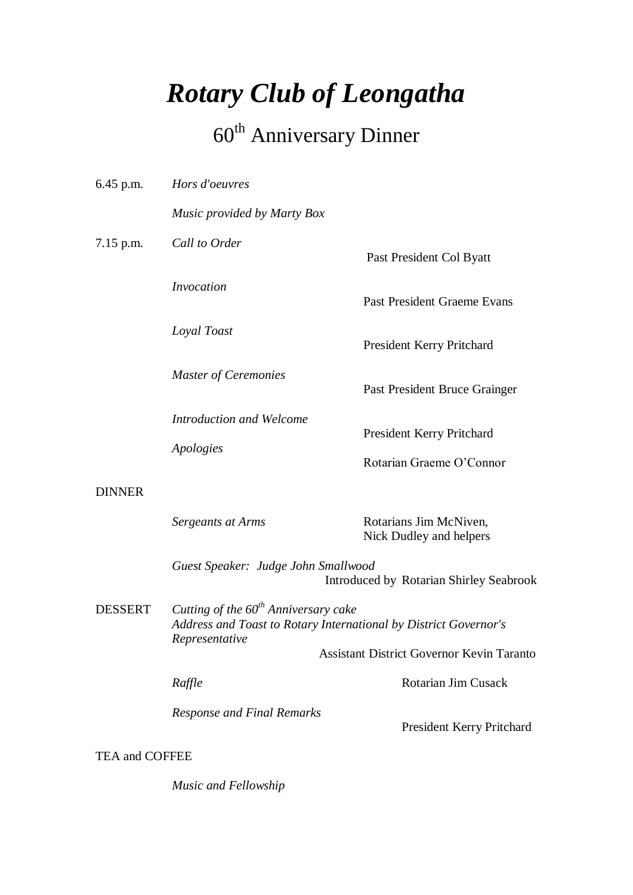# *Rotary Club of Leongatha*

## 60th Anniversary Dinner

6.45 p.m. *Hors d'oeuvres*

*Music provided by Marty Box*

7.15 p.m. *Call to Order* — Past President Col Byatt

*Invocation* — Past President Graeme Evans

*Loyal Toast* — President Kerry Pritchard

*Master of Ceremonies* — Past President Bruce Grainger

*Introduction and Welcome* — President Kerry Pritchard

*Apologies* — Rotarian Graeme O'Connor

DINNER

*Sergeants at Arms* — Rotarians Jim McNiven, Nick Dudley and helpers

*Guest Speaker: Judge John Smallwood* — Introduced by Rotarian Shirley Seabrook

DESSERT *Cutting of the 60th Anniversary cake*

*Address and Toast to Rotary International by District Governor's Representative* — Assistant District Governor Kevin Taranto

*Raffle* — Rotarian Jim Cusack

*Response and Final Remarks* — President Kerry Pritchard

TEA and COFFEE

*Music and Fellowship*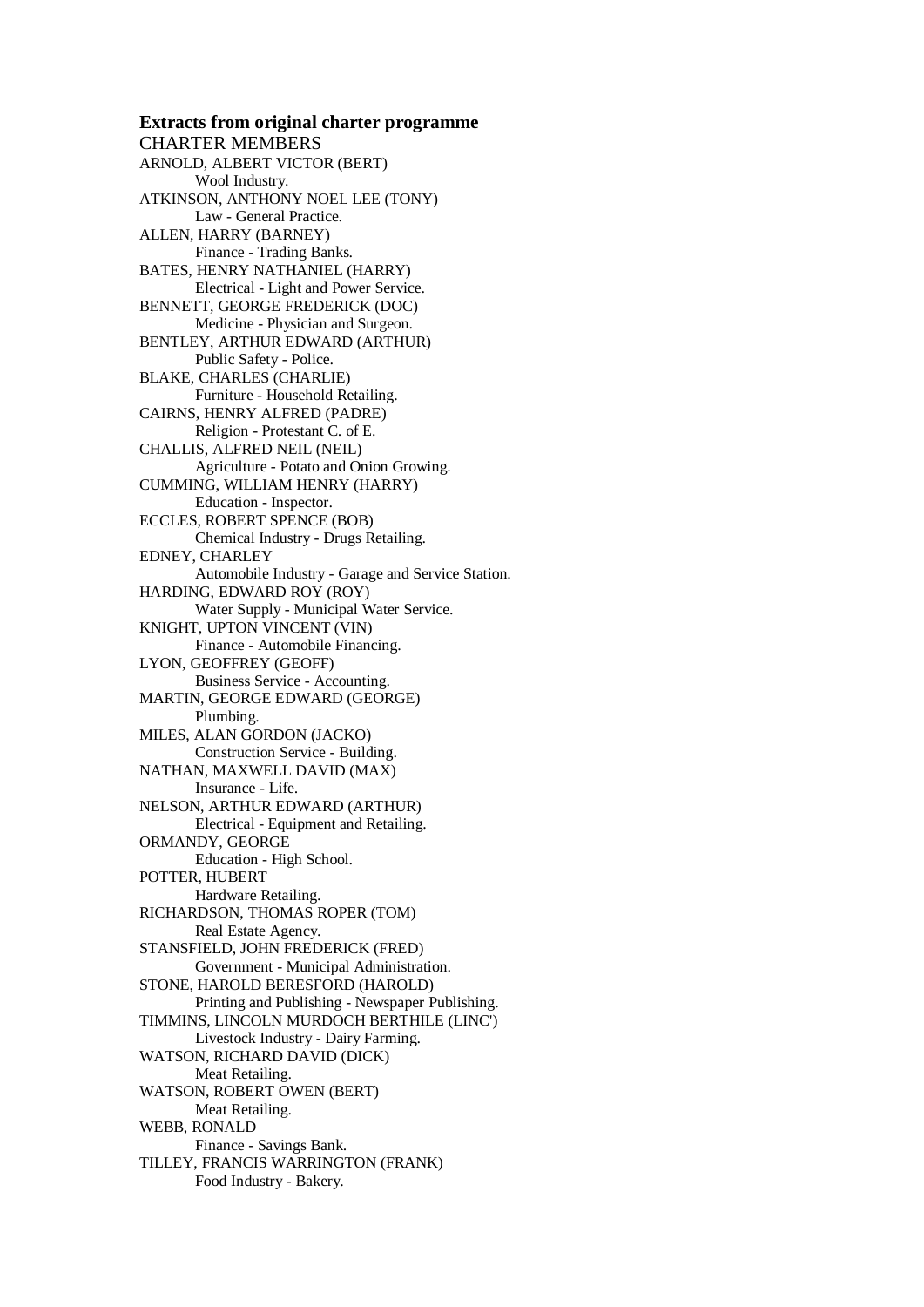**Extracts from original charter programme**

CHARTER MEMBERS

ARNOLD, ALBERT VICTOR (BERT)
    Wool Industry.

ATKINSON, ANTHONY NOEL LEE (TONY)
    Law - General Practice.

ALLEN, HARRY (BARNEY)
    Finance - Trading Banks.

BATES, HENRY NATHANIEL (HARRY)
    Electrical - Light and Power Service.

BENNETT, GEORGE FREDERICK (DOC)
    Medicine - Physician and Surgeon.

BENTLEY, ARTHUR EDWARD (ARTHUR)
    Public Safety - Police.

BLAKE, CHARLES (CHARLIE)
    Furniture - Household Retailing.

CAIRNS, HENRY ALFRED (PADRE)
    Religion - Protestant C. of E.

CHALLIS, ALFRED NEIL (NEIL)
    Agriculture - Potato and Onion Growing.

CUMMING, WILLIAM HENRY (HARRY)
    Education - Inspector.

ECCLES, ROBERT SPENCE (BOB)
    Chemical Industry - Drugs Retailing.

EDNEY, CHARLEY
    Automobile Industry - Garage and Service Station.

HARDING, EDWARD ROY (ROY)
    Water Supply - Municipal Water Service.

KNIGHT, UPTON VINCENT (VIN)
    Finance - Automobile Financing.

LYON, GEOFFREY (GEOFF)
    Business Service - Accounting.

MARTIN, GEORGE EDWARD (GEORGE)
    Plumbing.

MILES, ALAN GORDON (JACKO)
    Construction Service - Building.

NATHAN, MAXWELL DAVID (MAX)
    Insurance - Life.

NELSON, ARTHUR EDWARD (ARTHUR)
    Electrical - Equipment and Retailing.

ORMANDY, GEORGE
    Education - High School.

POTTER, HUBERT
    Hardware Retailing.

RICHARDSON, THOMAS ROPER (TOM)
    Real Estate Agency.

STANSFIELD, JOHN FREDERICK (FRED)
    Government - Municipal Administration.

STONE, HAROLD BERESFORD (HAROLD)
    Printing and Publishing - Newspaper Publishing.

TIMMINS, LINCOLN MURDOCH BERTHILE (LINC')
    Livestock Industry - Dairy Farming.

WATSON, RICHARD DAVID (DICK)
    Meat Retailing.

WATSON, ROBERT OWEN (BERT)
    Meat Retailing.

WEBB, RONALD
    Finance - Savings Bank.

TILLEY, FRANCIS WARRINGTON (FRANK)
    Food Industry - Bakery.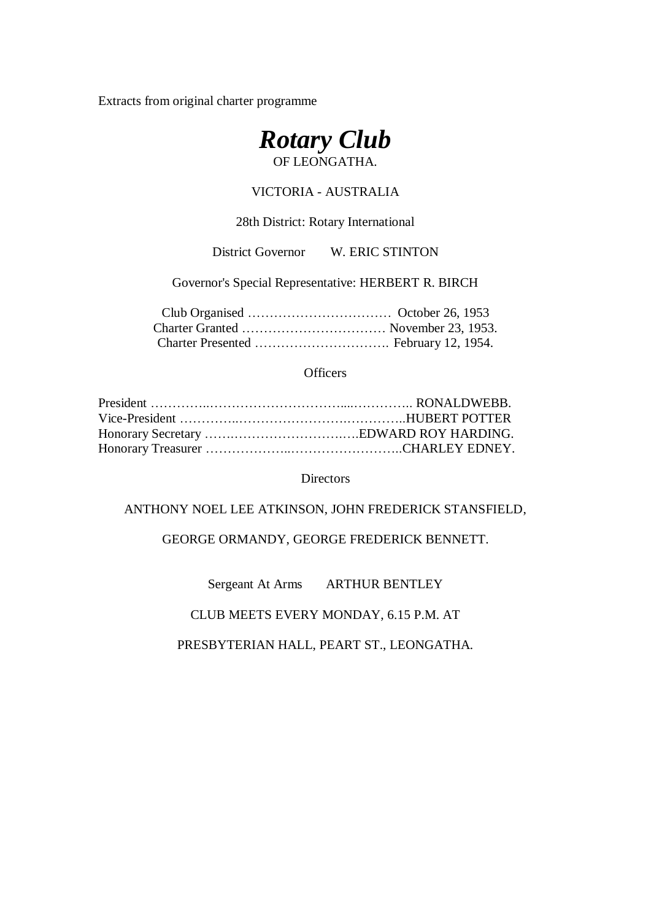Extracts from original charter programme

# *Rotary Club*

OF LEONGATHA.

VICTORIA - AUSTRALIA

28th District: Rotary International

District Governor W. ERIC STINTON

Governor's Special Representative: HERBERT R. BIRCH

Club Organised …………………………… October 26, 1953
Charter Granted …………………………… November 23, 1953.
Charter Presented …………………………. February 12, 1954.

Officers

President …………..…………………………...………….. RONALDWEBB.
Vice-President …………..………………….…………..HUBERT POTTER
Honorary Secretary …….…………………….….EDWARD ROY HARDING.
Honorary Treasurer ………………..……………………..CHARLEY EDNEY.

Directors

ANTHONY NOEL LEE ATKINSON, JOHN FREDERICK STANSFIELD,

GEORGE ORMANDY, GEORGE FREDERICK BENNETT.

Sergeant At Arms ARTHUR BENTLEY

CLUB MEETS EVERY MONDAY, 6.15 P.M. AT

PRESBYTERIAN HALL, PEART ST., LEONGATHA.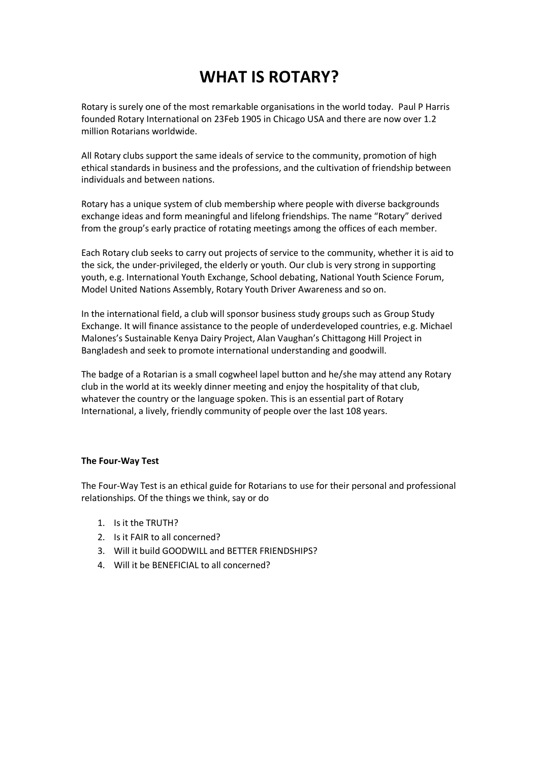# WHAT IS ROTARY?

Rotary is surely one of the most remarkable organisations in the world today. Paul P Harris founded Rotary International on 23Feb 1905 in Chicago USA and there are now over 1.2 million Rotarians worldwide.

All Rotary clubs support the same ideals of service to the community, promotion of high ethical standards in business and the professions, and the cultivation of friendship between individuals and between nations.

Rotary has a unique system of club membership where people with diverse backgrounds exchange ideas and form meaningful and lifelong friendships. The name "Rotary" derived from the group's early practice of rotating meetings among the offices of each member.

Each Rotary club seeks to carry out projects of service to the community, whether it is aid to the sick, the under-privileged, the elderly or youth. Our club is very strong in supporting youth, e.g. International Youth Exchange, School debating, National Youth Science Forum, Model United Nations Assembly, Rotary Youth Driver Awareness and so on.

In the international field, a club will sponsor business study groups such as Group Study Exchange. It will finance assistance to the people of underdeveloped countries, e.g. Michael Malones's Sustainable Kenya Dairy Project, Alan Vaughan's Chittagong Hill Project in Bangladesh and seek to promote international understanding and goodwill.

The badge of a Rotarian is a small cogwheel lapel button and he/she may attend any Rotary club in the world at its weekly dinner meeting and enjoy the hospitality of that club, whatever the country or the language spoken. This is an essential part of Rotary International, a lively, friendly community of people over the last 108 years.

**The Four-Way Test**

The Four-Way Test is an ethical guide for Rotarians to use for their personal and professional relationships. Of the things we think, say or do

1. Is it the TRUTH?
2. Is it FAIR to all concerned?
3. Will it build GOODWILL and BETTER FRIENDSHIPS?
4. Will it be BENEFICIAL to all concerned?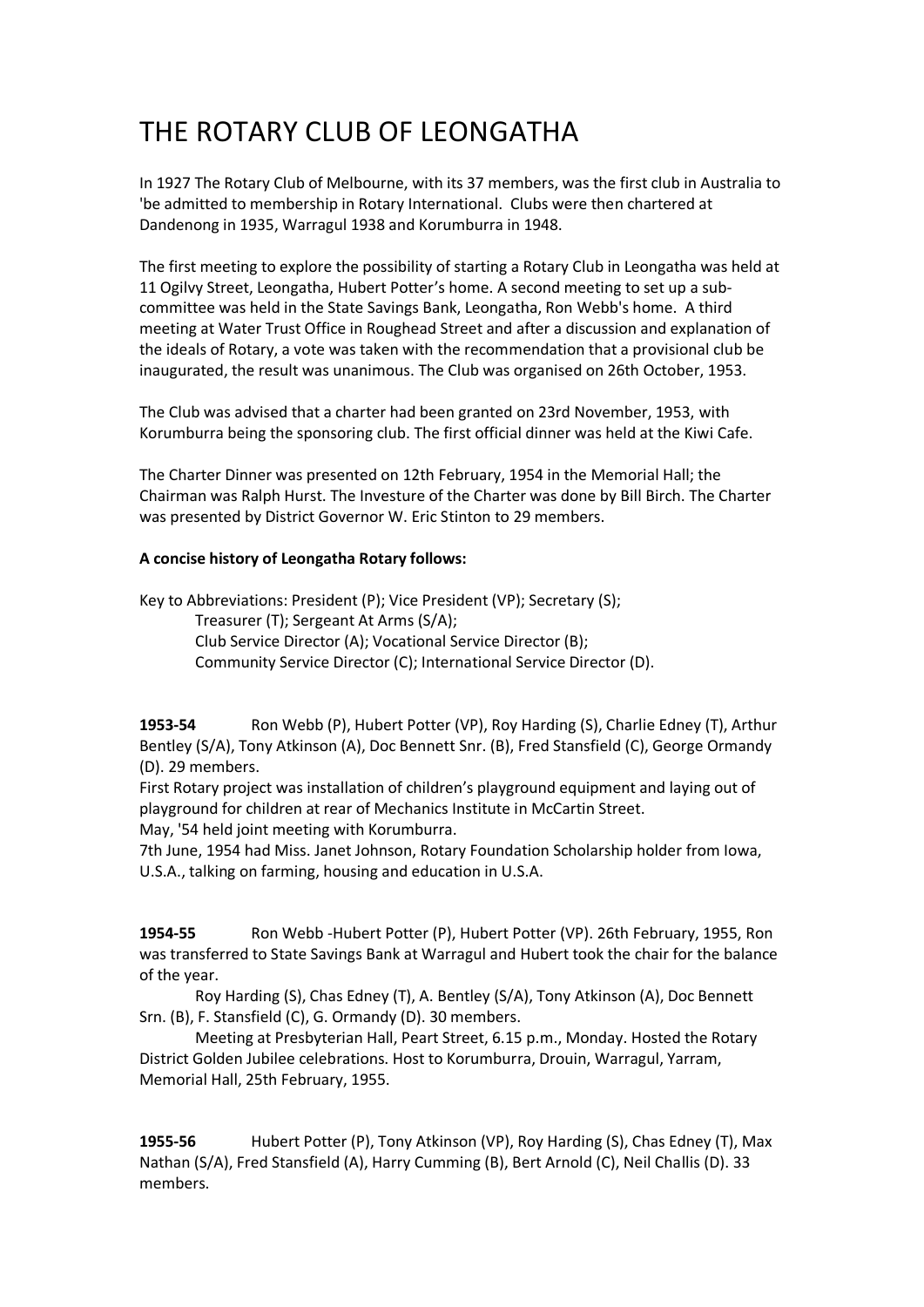# THE ROTARY CLUB OF LEONGATHA

In 1927 The Rotary Club of Melbourne, with its 37 members, was the first club in Australia to 'be admitted to membership in Rotary International. Clubs were then chartered at Dandenong in 1935, Warragul 1938 and Korumburra in 1948.

The first meeting to explore the possibility of starting a Rotary Club in Leongatha was held at 11 Ogilvy Street, Leongatha, Hubert Potter's home. A second meeting to set up a sub-committee was held in the State Savings Bank, Leongatha, Ron Webb's home. A third meeting at Water Trust Office in Roughead Street and after a discussion and explanation of the ideals of Rotary, a vote was taken with the recommendation that a provisional club be inaugurated, the result was unanimous. The Club was organised on 26th October, 1953.

The Club was advised that a charter had been granted on 23rd November, 1953, with Korumburra being the sponsoring club. The first official dinner was held at the Kiwi Cafe.

The Charter Dinner was presented on 12th February, 1954 in the Memorial Hall; the Chairman was Ralph Hurst. The Investure of the Charter was done by Bill Birch. The Charter was presented by District Governor W. Eric Stinton to 29 members.

**A concise history of Leongatha Rotary follows:**

Key to Abbreviations: President (P); Vice President (VP); Secretary (S);
Treasurer (T); Sergeant At Arms (S/A);
Club Service Director (A); Vocational Service Director (B);
Community Service Director (C); International Service Director (D).

**1953-54** Ron Webb (P), Hubert Potter (VP), Roy Harding (S), Charlie Edney (T), Arthur Bentley (S/A), Tony Atkinson (A), Doc Bennett Snr. (B), Fred Stansfield (C), George Ormandy (D). 29 members.

First Rotary project was installation of children's playground equipment and laying out of playground for children at rear of Mechanics Institute in McCartin Street.

May, '54 held joint meeting with Korumburra.

7th June, 1954 had Miss. Janet Johnson, Rotary Foundation Scholarship holder from Iowa, U.S.A., talking on farming, housing and education in U.S.A.

**1954-55** Ron Webb -Hubert Potter (P), Hubert Potter (VP). 26th February, 1955, Ron was transferred to State Savings Bank at Warragul and Hubert took the chair for the balance of the year.

Roy Harding (S), Chas Edney (T), A. Bentley (S/A), Tony Atkinson (A), Doc Bennett Srn. (B), F. Stansfield (C), G. Ormandy (D). 30 members.

Meeting at Presbyterian Hall, Peart Street, 6.15 p.m., Monday. Hosted the Rotary District Golden Jubilee celebrations. Host to Korumburra, Drouin, Warragul, Yarram, Memorial Hall, 25th February, 1955.

**1955-56** Hubert Potter (P), Tony Atkinson (VP), Roy Harding (S), Chas Edney (T), Max Nathan (S/A), Fred Stansfield (A), Harry Cumming (B), Bert Arnold (C), Neil Challis (D). 33 members.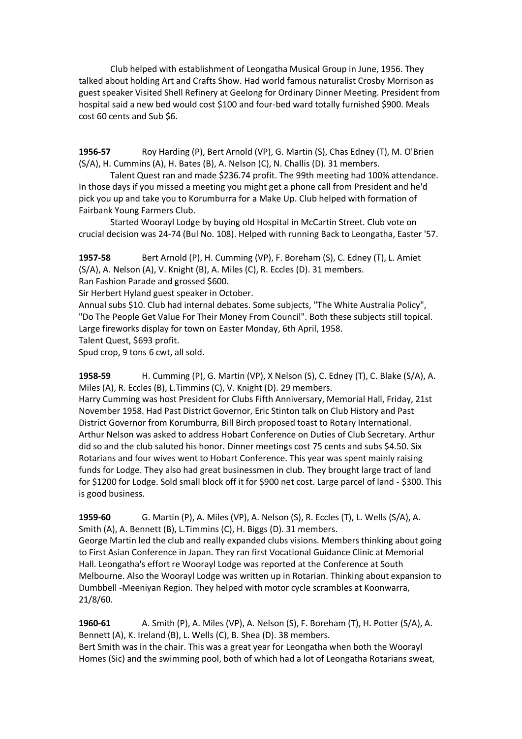Club helped with establishment of Leongatha Musical Group in June, 1956. They talked about holding Art and Crafts Show. Had world famous naturalist Crosby Morrison as guest speaker Visited Shell Refinery at Geelong for Ordinary Dinner Meeting. President from hospital said a new bed would cost $100 and four-bed ward totally furnished $900. Meals cost 60 cents and Sub $6.

**1956-57** Roy Harding (P), Bert Arnold (VP), G. Martin (S), Chas Edney (T), M. O'Brien (S/A), H. Cummins (A), H. Bates (B), A. Nelson (C), N. Challis (D). 31 members.

Talent Quest ran and made $236.74 profit. The 99th meeting had 100% attendance. In those days if you missed a meeting you might get a phone call from President and he'd pick you up and take you to Korumburra for a Make Up. Club helped with formation of Fairbank Young Farmers Club.

Started Woorayl Lodge by buying old Hospital in McCartin Street. Club vote on crucial decision was 24-74 (Bul No. 108). Helped with running Back to Leongatha, Easter '57.

**1957-58** Bert Arnold (P), H. Cumming (VP), F. Boreham (S), C. Edney (T), L. Amiet (S/A), A. Nelson (A), V. Knight (B), A. Miles (C), R. Eccles (D). 31 members.
Ran Fashion Parade and grossed $600.
Sir Herbert Hyland guest speaker in October.
Annual subs $10. Club had internal debates. Some subjects, "The White Australia Policy", "Do The People Get Value For Their Money From Council". Both these subjects still topical.
Large fireworks display for town on Easter Monday, 6th April, 1958.
Talent Quest, $693 profit.
Spud crop, 9 tons 6 cwt, all sold.

**1958-59** H. Cumming (P), G. Martin (VP), X Nelson (S), C. Edney (T), C. Blake (S/A), A. Miles (A), R. Eccles (B), L.Timmins (C), V. Knight (D). 29 members.
Harry Cumming was host President for Clubs Fifth Anniversary, Memorial Hall, Friday, 21st November 1958. Had Past District Governor, Eric Stinton talk on Club History and Past District Governor from Korumburra, Bill Birch proposed toast to Rotary International. Arthur Nelson was asked to address Hobart Conference on Duties of Club Secretary. Arthur did so and the club saluted his honor. Dinner meetings cost 75 cents and subs $4.50. Six Rotarians and four wives went to Hobart Conference. This year was spent mainly raising funds for Lodge. They also had great businessmen in club. They brought large tract of land for $1200 for Lodge. Sold small block off it for $900 net cost. Large parcel of land - $300. This is good business.

**1959-60** G. Martin (P), A. Miles (VP), A. Nelson (S), R. Eccles (T), L. Wells (S/A), A. Smith (A), A. Bennett (B), L.Timmins (C), H. Biggs (D). 31 members.
George Martin led the club and really expanded clubs visions. Members thinking about going to First Asian Conference in Japan. They ran first Vocational Guidance Clinic at Memorial Hall. Leongatha's effort re Woorayl Lodge was reported at the Conference at South Melbourne. Also the Woorayl Lodge was written up in Rotarian. Thinking about expansion to Dumbbell -Meeniyan Region. They helped with motor cycle scrambles at Koonwarra, 21/8/60.

**1960-61** A. Smith (P), A. Miles (VP), A. Nelson (S), F. Boreham (T), H. Potter (S/A), A. Bennett (A), K. Ireland (B), L. Wells (C), B. Shea (D). 38 members.
Bert Smith was in the chair. This was a great year for Leongatha when both the Woorayl Homes (Sic) and the swimming pool, both of which had a lot of Leongatha Rotarians sweat,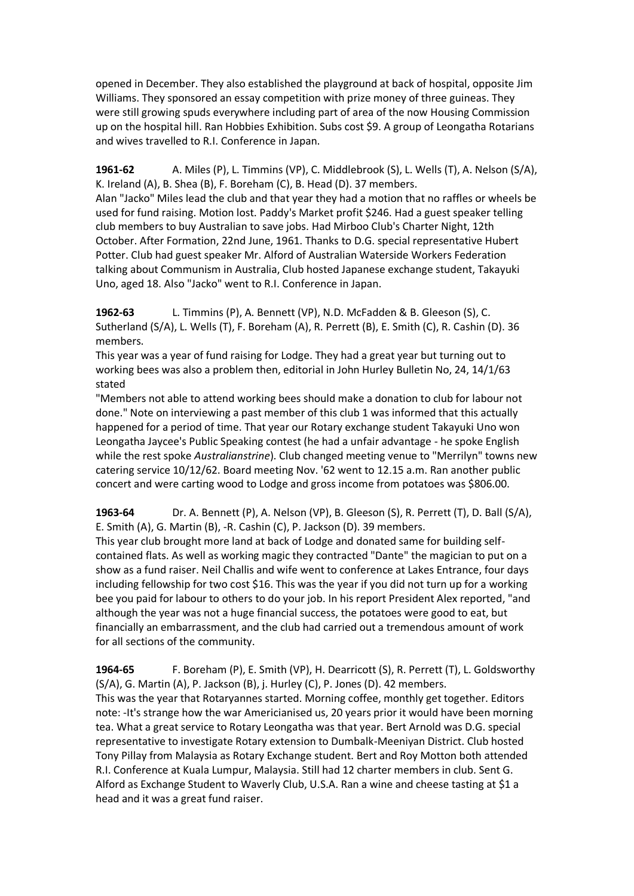opened in December. They also established the playground at back of hospital, opposite Jim Williams. They sponsored an essay competition with prize money of three guineas. They were still growing spuds everywhere including part of area of the now Housing Commission up on the hospital hill. Ran Hobbies Exhibition. Subs cost $9. A group of Leongatha Rotarians and wives travelled to R.I. Conference in Japan.

**1961-62** A. Miles (P), L. Timmins (VP), C. Middlebrook (S), L. Wells (T), A. Nelson (S/A), K. Ireland (A), B. Shea (B), F. Boreham (C), B. Head (D). 37 members.
Alan "Jacko" Miles lead the club and that year they had a motion that no raffles or wheels be used for fund raising. Motion lost. Paddy's Market profit $246. Had a guest speaker telling club members to buy Australian to save jobs. Had Mirboo Club's Charter Night, 12th October. After Formation, 22nd June, 1961. Thanks to D.G. special representative Hubert Potter. Club had guest speaker Mr. Alford of Australian Waterside Workers Federation talking about Communism in Australia, Club hosted Japanese exchange student, Takayuki Uno, aged 18. Also "Jacko" went to R.I. Conference in Japan.

**1962-63** L. Timmins (P), A. Bennett (VP), N.D. McFadden & B. Gleeson (S), C. Sutherland (S/A), L. Wells (T), F. Boreham (A), R. Perrett (B), E. Smith (C), R. Cashin (D). 36 members.
This year was a year of fund raising for Lodge. They had a great year but turning out to working bees was also a problem then, editorial in John Hurley Bulletin No, 24, 14/1/63 stated
"Members not able to attend working bees should make a donation to club for labour not done." Note on interviewing a past member of this club 1 was informed that this actually happened for a period of time. That year our Rotary exchange student Takayuki Uno won Leongatha Jaycee's Public Speaking contest (he had a unfair advantage - he spoke English while the rest spoke *Australianstrine*). Club changed meeting venue to "Merrilyn" towns new catering service 10/12/62. Board meeting Nov. '62 went to 12.15 a.m. Ran another public concert and were carting wood to Lodge and gross income from potatoes was $806.00.

**1963-64** Dr. A. Bennett (P), A. Nelson (VP), B. Gleeson (S), R. Perrett (T), D. Ball (S/A), E. Smith (A), G. Martin (B), -R. Cashin (C), P. Jackson (D). 39 members.
This year club brought more land at back of Lodge and donated same for building self-contained flats. As well as working magic they contracted "Dante" the magician to put on a show as a fund raiser. Neil Challis and wife went to conference at Lakes Entrance, four days including fellowship for two cost $16. This was the year if you did not turn up for a working bee you paid for labour to others to do your job. In his report President Alex reported, "and although the year was not a huge financial success, the potatoes were good to eat, but financially an embarrassment, and the club had carried out a tremendous amount of work for all sections of the community.

**1964-65** F. Boreham (P), E. Smith (VP), H. Dearricott (S), R. Perrett (T), L. Goldsworthy (S/A), G. Martin (A), P. Jackson (B), j. Hurley (C), P. Jones (D). 42 members.
This was the year that Rotaryannes started. Morning coffee, monthly get together. Editors note: -It's strange how the war Americianised us, 20 years prior it would have been morning tea. What a great service to Rotary Leongatha was that year. Bert Arnold was D.G. special representative to investigate Rotary extension to Dumbalk-Meeniyan District. Club hosted Tony Pillay from Malaysia as Rotary Exchange student. Bert and Roy Motton both attended R.I. Conference at Kuala Lumpur, Malaysia. Still had 12 charter members in club. Sent G. Alford as Exchange Student to Waverly Club, U.S.A. Ran a wine and cheese tasting at $1 a head and it was a great fund raiser.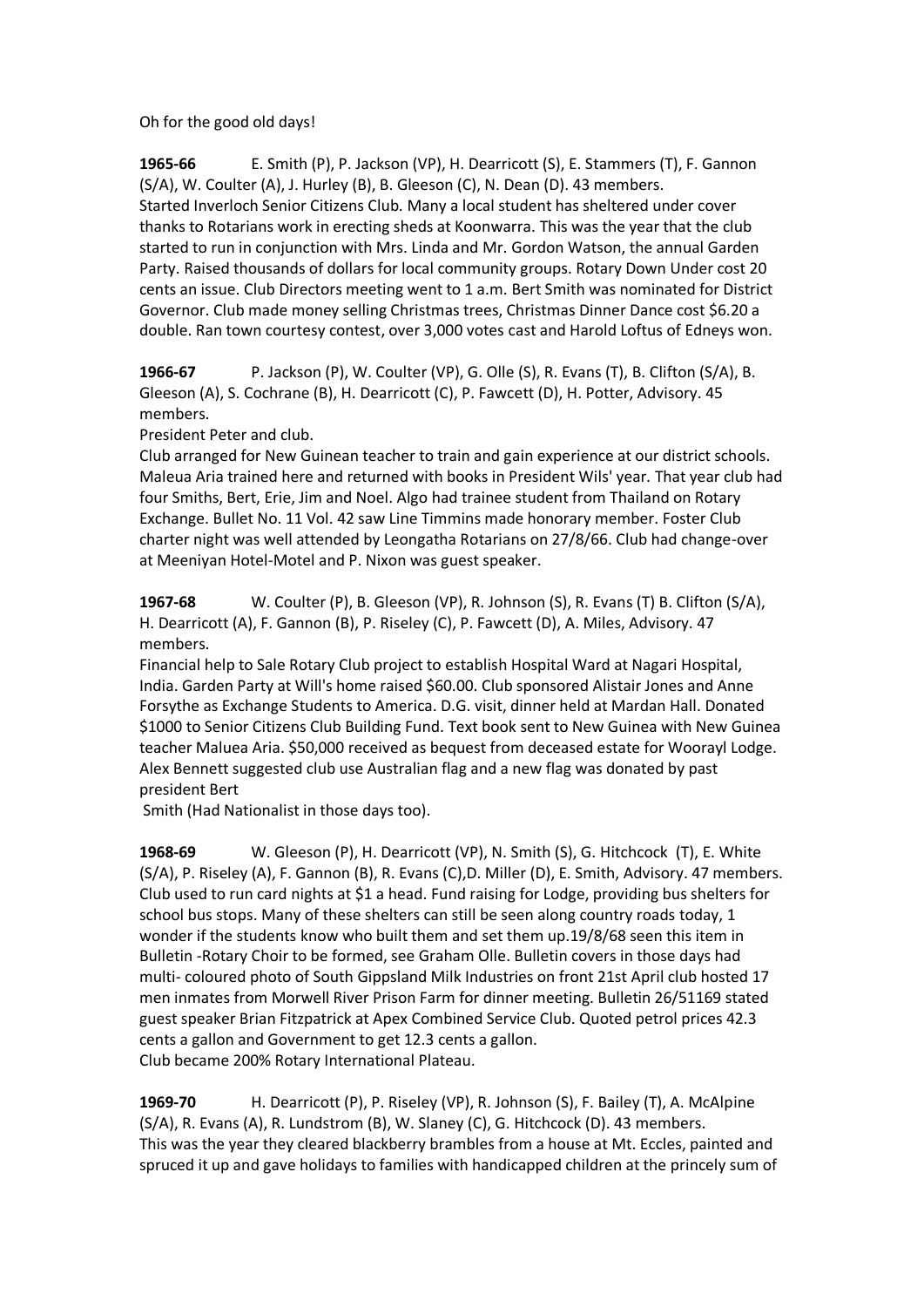Oh for the good old days!

**1965-66** E. Smith (P), P. Jackson (VP), H. Dearricott (S), E. Stammers (T), F. Gannon (S/A), W. Coulter (A), J. Hurley (B), B. Gleeson (C), N. Dean (D). 43 members.
Started Inverloch Senior Citizens Club. Many a local student has sheltered under cover thanks to Rotarians work in erecting sheds at Koonwarra. This was the year that the club started to run in conjunction with Mrs. Linda and Mr. Gordon Watson, the annual Garden Party. Raised thousands of dollars for local community groups. Rotary Down Under cost 20 cents an issue. Club Directors meeting went to 1 a.m. Bert Smith was nominated for District Governor. Club made money selling Christmas trees, Christmas Dinner Dance cost $6.20 a double. Ran town courtesy contest, over 3,000 votes cast and Harold Loftus of Edneys won.

**1966-67** P. Jackson (P), W. Coulter (VP), G. Olle (S), R. Evans (T), B. Clifton (S/A), B. Gleeson (A), S. Cochrane (B), H. Dearricott (C), P. Fawcett (D), H. Potter, Advisory. 45 members.
President Peter and club.
Club arranged for New Guinean teacher to train and gain experience at our district schools. Maleua Aria trained here and returned with books in President Wils' year. That year club had four Smiths, Bert, Erie, Jim and Noel. Algo had trainee student from Thailand on Rotary Exchange. Bullet No. 11 Vol. 42 saw Line Timmins made honorary member. Foster Club charter night was well attended by Leongatha Rotarians on 27/8/66. Club had change-over at Meeniyan Hotel-Motel and P. Nixon was guest speaker.

**1967-68** W. Coulter (P), B. Gleeson (VP), R. Johnson (S), R. Evans (T) B. Clifton (S/A), H. Dearricott (A), F. Gannon (B), P. Riseley (C), P. Fawcett (D), A. Miles, Advisory. 47 members.
Financial help to Sale Rotary Club project to establish Hospital Ward at Nagari Hospital, India. Garden Party at Will's home raised $60.00. Club sponsored Alistair Jones and Anne Forsythe as Exchange Students to America. D.G. visit, dinner held at Mardan Hall. Donated $1000 to Senior Citizens Club Building Fund. Text book sent to New Guinea with New Guinea teacher Maluea Aria. $50,000 received as bequest from deceased estate for Woorayl Lodge. Alex Bennett suggested club use Australian flag and a new flag was donated by past president Bert
Smith (Had Nationalist in those days too).

**1968-69** W. Gleeson (P), H. Dearricott (VP), N. Smith (S), G. Hitchcock (T), E. White (S/A), P. Riseley (A), F. Gannon (B), R. Evans (C),D. Miller (D), E. Smith, Advisory. 47 members.
Club used to run card nights at $1 a head. Fund raising for Lodge, providing bus shelters for school bus stops. Many of these shelters can still be seen along country roads today, 1 wonder if the students know who built them and set them up.19/8/68 seen this item in Bulletin -Rotary Choir to be formed, see Graham Olle. Bulletin covers in those days had multi- coloured photo of South Gippsland Milk Industries on front 21st April club hosted 17 men inmates from Morwell River Prison Farm for dinner meeting. Bulletin 26/51169 stated guest speaker Brian Fitzpatrick at Apex Combined Service Club. Quoted petrol prices 42.3 cents a gallon and Government to get 12.3 cents a gallon.
Club became 200% Rotary International Plateau.

**1969-70** H. Dearricott (P), P. Riseley (VP), R. Johnson (S), F. Bailey (T), A. McAlpine (S/A), R. Evans (A), R. Lundstrom (B), W. Slaney (C), G. Hitchcock (D). 43 members.
This was the year they cleared blackberry brambles from a house at Mt. Eccles, painted and spruced it up and gave holidays to families with handicapped children at the princely sum of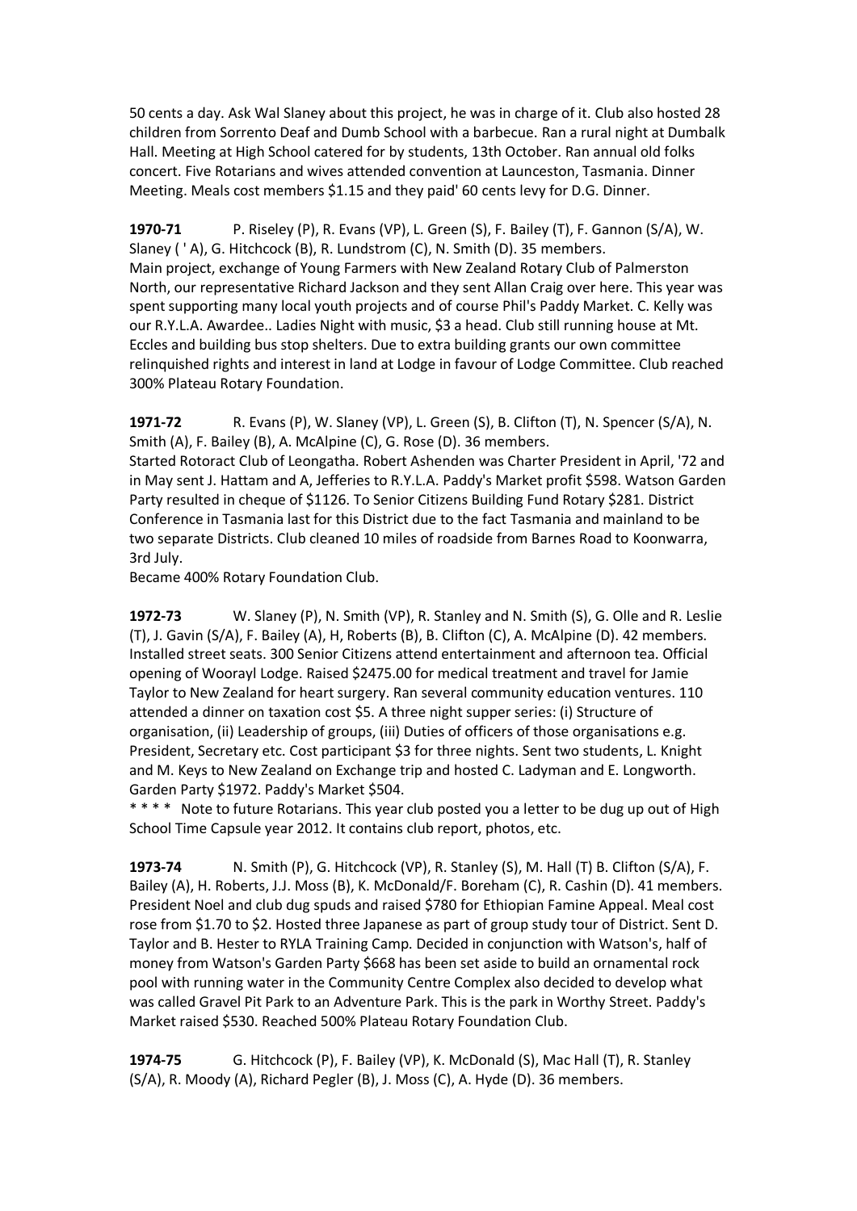50 cents a day. Ask Wal Slaney about this project, he was in charge of it. Club also hosted 28 children from Sorrento Deaf and Dumb School with a barbecue. Ran a rural night at Dumbalk Hall. Meeting at High School catered for by students, 13th October. Ran annual old folks concert. Five Rotarians and wives attended convention at Launceston, Tasmania. Dinner Meeting. Meals cost members $1.15 and they paid' 60 cents levy for D.G. Dinner.

**1970-71** P. Riseley (P), R. Evans (VP), L. Green (S), F. Bailey (T), F. Gannon (S/A), W. Slaney ( ' A), G. Hitchcock (B), R. Lundstrom (C), N. Smith (D). 35 members.
Main project, exchange of Young Farmers with New Zealand Rotary Club of Palmerston North, our representative Richard Jackson and they sent Allan Craig over here. This year was spent supporting many local youth projects and of course Phil's Paddy Market. C. Kelly was our R.Y.L.A. Awardee.. Ladies Night with music, $3 a head. Club still running house at Mt. Eccles and building bus stop shelters. Due to extra building grants our own committee relinquished rights and interest in land at Lodge in favour of Lodge Committee. Club reached 300% Plateau Rotary Foundation.

**1971-72** R. Evans (P), W. Slaney (VP), L. Green (S), B. Clifton (T), N. Spencer (S/A), N. Smith (A), F. Bailey (B), A. McAlpine (C), G. Rose (D). 36 members.
Started Rotoract Club of Leongatha. Robert Ashenden was Charter President in April, '72 and in May sent J. Hattam and A, Jefferies to R.Y.L.A. Paddy's Market profit $598. Watson Garden Party resulted in cheque of $1126. To Senior Citizens Building Fund Rotary $281. District Conference in Tasmania last for this District due to the fact Tasmania and mainland to be two separate Districts. Club cleaned 10 miles of roadside from Barnes Road to Koonwarra, 3rd July.
Became 400% Rotary Foundation Club.

**1972-73** W. Slaney (P), N. Smith (VP), R. Stanley and N. Smith (S), G. Olle and R. Leslie (T), J. Gavin (S/A), F. Bailey (A), H, Roberts (B), B. Clifton (C), A. McAlpine (D). 42 members.
Installed street seats. 300 Senior Citizens attend entertainment and afternoon tea. Official opening of Woorayl Lodge. Raised $2475.00 for medical treatment and travel for Jamie Taylor to New Zealand for heart surgery. Ran several community education ventures. 110 attended a dinner on taxation cost $5. A three night supper series: (i) Structure of organisation, (ii) Leadership of groups, (iii) Duties of officers of those organisations e.g. President, Secretary etc. Cost participant $3 for three nights. Sent two students, L. Knight and M. Keys to New Zealand on Exchange trip and hosted C. Ladyman and E. Longworth. Garden Party $1972. Paddy's Market $504.
* * * * Note to future Rotarians. This year club posted you a letter to be dug up out of High School Time Capsule year 2012. It contains club report, photos, etc.

**1973-74** N. Smith (P), G. Hitchcock (VP), R. Stanley (S), M. Hall (T) B. Clifton (S/A), F. Bailey (A), H. Roberts, J.J. Moss (B), K. McDonald/F. Boreham (C), R. Cashin (D). 41 members.
President Noel and club dug spuds and raised $780 for Ethiopian Famine Appeal. Meal cost rose from $1.70 to $2. Hosted three Japanese as part of group study tour of District. Sent D. Taylor and B. Hester to RYLA Training Camp. Decided in conjunction with Watson's, half of money from Watson's Garden Party $668 has been set aside to build an ornamental rock pool with running water in the Community Centre Complex also decided to develop what was called Gravel Pit Park to an Adventure Park. This is the park in Worthy Street. Paddy's Market raised $530. Reached 500% Plateau Rotary Foundation Club.

**1974-75** G. Hitchcock (P), F. Bailey (VP), K. McDonald (S), Mac Hall (T), R. Stanley (S/A), R. Moody (A), Richard Pegler (B), J. Moss (C), A. Hyde (D). 36 members.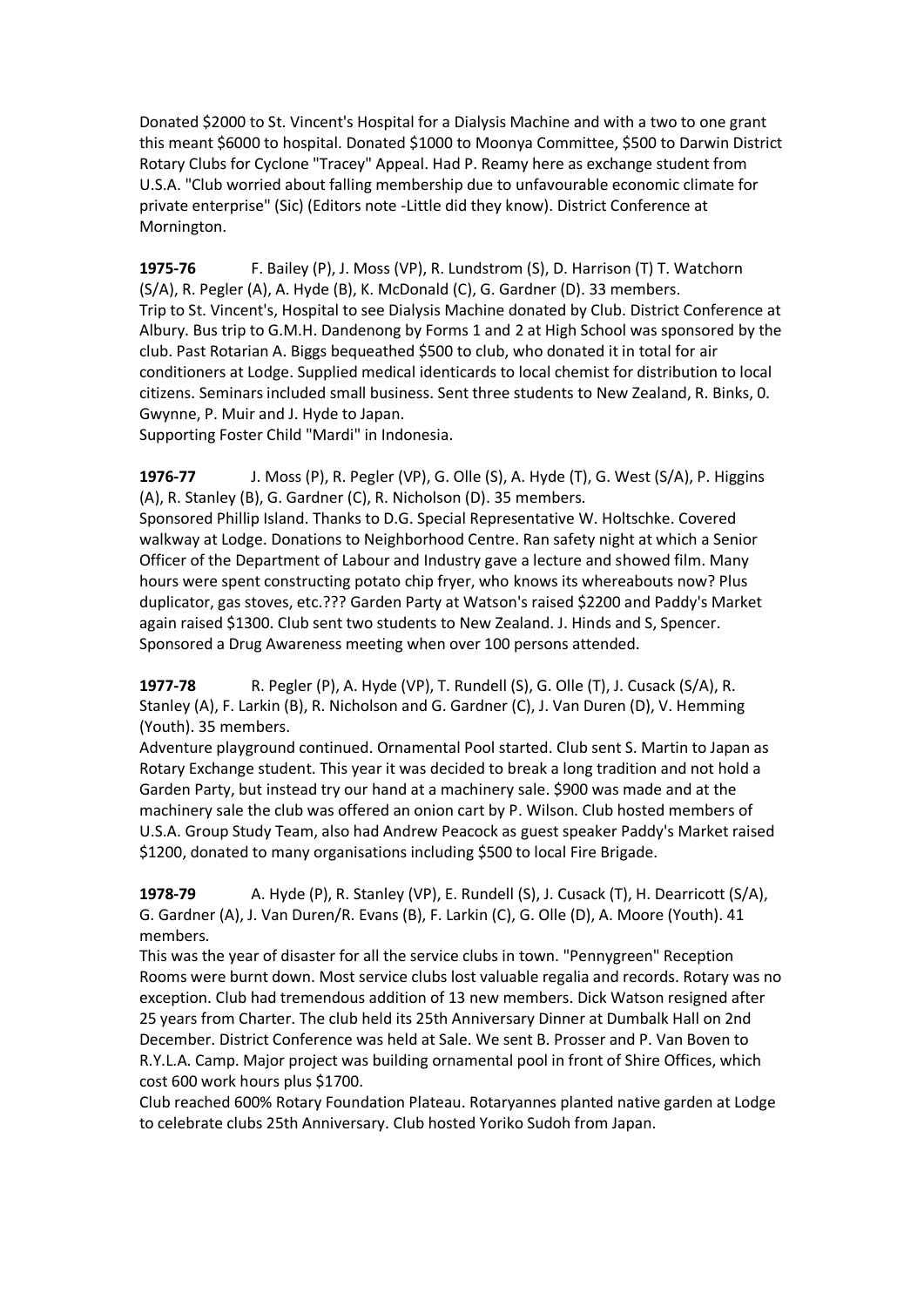Donated $2000 to St. Vincent's Hospital for a Dialysis Machine and with a two to one grant this meant $6000 to hospital. Donated $1000 to Moonya Committee, $500 to Darwin District Rotary Clubs for Cyclone "Tracey" Appeal. Had P. Reamy here as exchange student from U.S.A. "Club worried about falling membership due to unfavourable economic climate for private enterprise" (Sic) (Editors note -Little did they know). District Conference at Mornington.

**1975-76** F. Bailey (P), J. Moss (VP), R. Lundstrom (S), D. Harrison (T) T. Watchorn (S/A), R. Pegler (A), A. Hyde (B), K. McDonald (C), G. Gardner (D). 33 members.
Trip to St. Vincent's, Hospital to see Dialysis Machine donated by Club. District Conference at Albury. Bus trip to G.M.H. Dandenong by Forms 1 and 2 at High School was sponsored by the club. Past Rotarian A. Biggs bequeathed $500 to club, who donated it in total for air conditioners at Lodge. Supplied medical identicards to local chemist for distribution to local citizens. Seminars included small business. Sent three students to New Zealand, R. Binks, 0. Gwynne, P. Muir and J. Hyde to Japan.
Supporting Foster Child "Mardi" in Indonesia.

**1976-77** J. Moss (P), R. Pegler (VP), G. Olle (S), A. Hyde (T), G. West (S/A), P. Higgins (A), R. Stanley (B), G. Gardner (C), R. Nicholson (D). 35 members.
Sponsored Phillip Island. Thanks to D.G. Special Representative W. Holtschke. Covered walkway at Lodge. Donations to Neighborhood Centre. Ran safety night at which a Senior Officer of the Department of Labour and Industry gave a lecture and showed film. Many hours were spent constructing potato chip fryer, who knows its whereabouts now? Plus duplicator, gas stoves, etc.??? Garden Party at Watson's raised $2200 and Paddy's Market again raised $1300. Club sent two students to New Zealand. J. Hinds and S, Spencer. Sponsored a Drug Awareness meeting when over 100 persons attended.

**1977-78** R. Pegler (P), A. Hyde (VP), T. Rundell (S), G. Olle (T), J. Cusack (S/A), R. Stanley (A), F. Larkin (B), R. Nicholson and G. Gardner (C), J. Van Duren (D), V. Hemming (Youth). 35 members.
Adventure playground continued. Ornamental Pool started. Club sent S. Martin to Japan as Rotary Exchange student. This year it was decided to break a long tradition and not hold a Garden Party, but instead try our hand at a machinery sale. $900 was made and at the machinery sale the club was offered an onion cart by P. Wilson. Club hosted members of U.S.A. Group Study Team, also had Andrew Peacock as guest speaker Paddy's Market raised $1200, donated to many organisations including $500 to local Fire Brigade.

**1978-79** A. Hyde (P), R. Stanley (VP), E. Rundell (S), J. Cusack (T), H. Dearricott (S/A), G. Gardner (A), J. Van Duren/R. Evans (B), F. Larkin (C), G. Olle (D), A. Moore (Youth). 41 members.
This was the year of disaster for all the service clubs in town. "Pennygreen" Reception Rooms were burnt down. Most service clubs lost valuable regalia and records. Rotary was no exception. Club had tremendous addition of 13 new members. Dick Watson resigned after 25 years from Charter. The club held its 25th Anniversary Dinner at Dumbalk Hall on 2nd December. District Conference was held at Sale. We sent B. Prosser and P. Van Boven to R.Y.L.A. Camp. Major project was building ornamental pool in front of Shire Offices, which cost 600 work hours plus $1700.
Club reached 600% Rotary Foundation Plateau. Rotaryannes planted native garden at Lodge to celebrate clubs 25th Anniversary. Club hosted Yoriko Sudoh from Japan.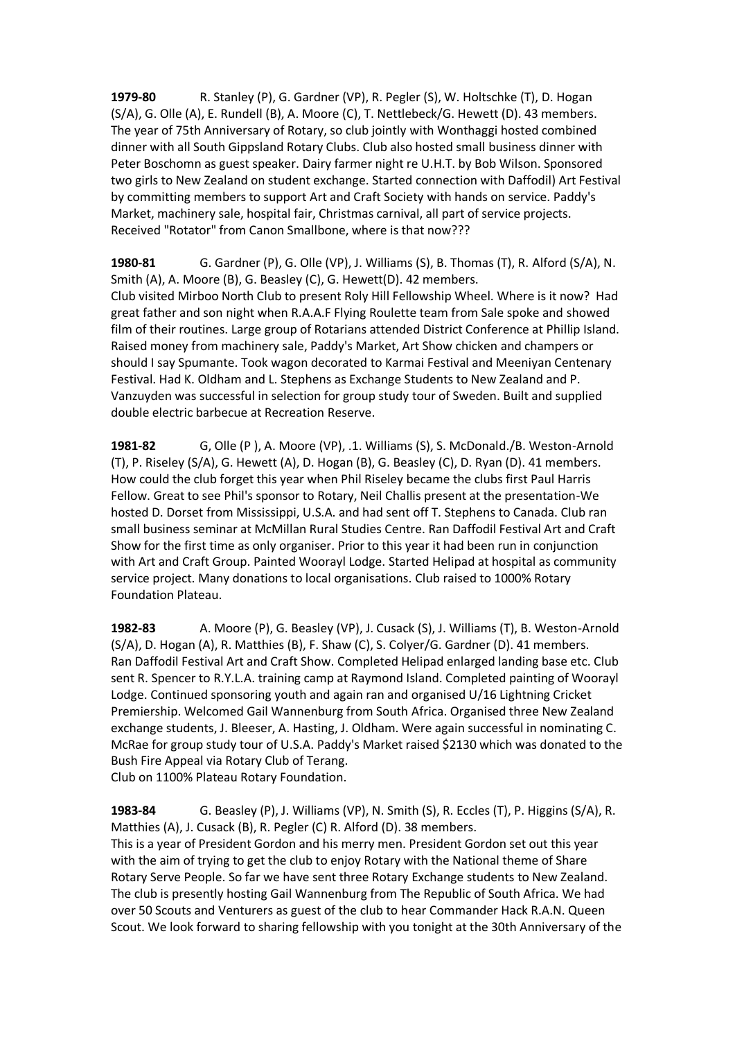**1979-80** R. Stanley (P), G. Gardner (VP), R. Pegler (S), W. Holtschke (T), D. Hogan (S/A), G. Olle (A), E. Rundell (B), A. Moore (C), T. Nettlebeck/G. Hewett (D). 43 members. The year of 75th Anniversary of Rotary, so club jointly with Wonthaggi hosted combined dinner with all South Gippsland Rotary Clubs. Club also hosted small business dinner with Peter Boschomn as guest speaker. Dairy farmer night re U.H.T. by Bob Wilson. Sponsored two girls to New Zealand on student exchange. Started connection with Daffodil) Art Festival by committing members to support Art and Craft Society with hands on service. Paddy's Market, machinery sale, hospital fair, Christmas carnival, all part of service projects. Received "Rotator" from Canon Smallbone, where is that now???

**1980-81** G. Gardner (P), G. Olle (VP), J. Williams (S), B. Thomas (T), R. Alford (S/A), N. Smith (A), A. Moore (B), G. Beasley (C), G. Hewett(D). 42 members.
Club visited Mirboo North Club to present Roly Hill Fellowship Wheel. Where is it now? Had great father and son night when R.A.A.F Flying Roulette team from Sale spoke and showed film of their routines. Large group of Rotarians attended District Conference at Phillip Island. Raised money from machinery sale, Paddy's Market, Art Show chicken and champers or should I say Spumante. Took wagon decorated to Karmai Festival and Meeniyan Centenary Festival. Had K. Oldham and L. Stephens as Exchange Students to New Zealand and P. Vanzuyden was successful in selection for group study tour of Sweden. Built and supplied double electric barbecue at Recreation Reserve.

**1981-82** G, Olle (P ), A. Moore (VP), .1. Williams (S), S. McDonald./B. Weston-Arnold (T), P. Riseley (S/A), G. Hewett (A), D. Hogan (B), G. Beasley (C), D. Ryan (D). 41 members.
How could the club forget this year when Phil Riseley became the clubs first Paul Harris Fellow. Great to see Phil's sponsor to Rotary, Neil Challis present at the presentation-We hosted D. Dorset from Mississippi, U.S.A. and had sent off T. Stephens to Canada. Club ran small business seminar at McMillan Rural Studies Centre. Ran Daffodil Festival Art and Craft Show for the first time as only organiser. Prior to this year it had been run in conjunction with Art and Craft Group. Painted Woorayl Lodge. Started Helipad at hospital as community service project. Many donations to local organisations. Club raised to 1000% Rotary Foundation Plateau.

**1982-83** A. Moore (P), G. Beasley (VP), J. Cusack (S), J. Williams (T), B. Weston-Arnold (S/A), D. Hogan (A), R. Matthies (B), F. Shaw (C), S. Colyer/G. Gardner (D). 41 members. Ran Daffodil Festival Art and Craft Show. Completed Helipad enlarged landing base etc. Club sent R. Spencer to R.Y.L.A. training camp at Raymond Island. Completed painting of Woorayl Lodge. Continued sponsoring youth and again ran and organised U/16 Lightning Cricket Premiership. Welcomed Gail Wannenburg from South Africa. Organised three New Zealand exchange students, J. Bleeser, A. Hasting, J. Oldham. Were again successful in nominating C. McRae for group study tour of U.S.A. Paddy's Market raised $2130 which was donated to the Bush Fire Appeal via Rotary Club of Terang.
Club on 1100% Plateau Rotary Foundation.

**1983-84** G. Beasley (P), J. Williams (VP), N. Smith (S), R. Eccles (T), P. Higgins (S/A), R. Matthies (A), J. Cusack (B), R. Pegler (C) R. Alford (D). 38 members.
This is a year of President Gordon and his merry men. President Gordon set out this year with the aim of trying to get the club to enjoy Rotary with the National theme of Share Rotary Serve People. So far we have sent three Rotary Exchange students to New Zealand. The club is presently hosting Gail Wannenburg from The Republic of South Africa. We had over 50 Scouts and Venturers as guest of the club to hear Commander Hack R.A.N. Queen Scout. We look forward to sharing fellowship with you tonight at the 30th Anniversary of the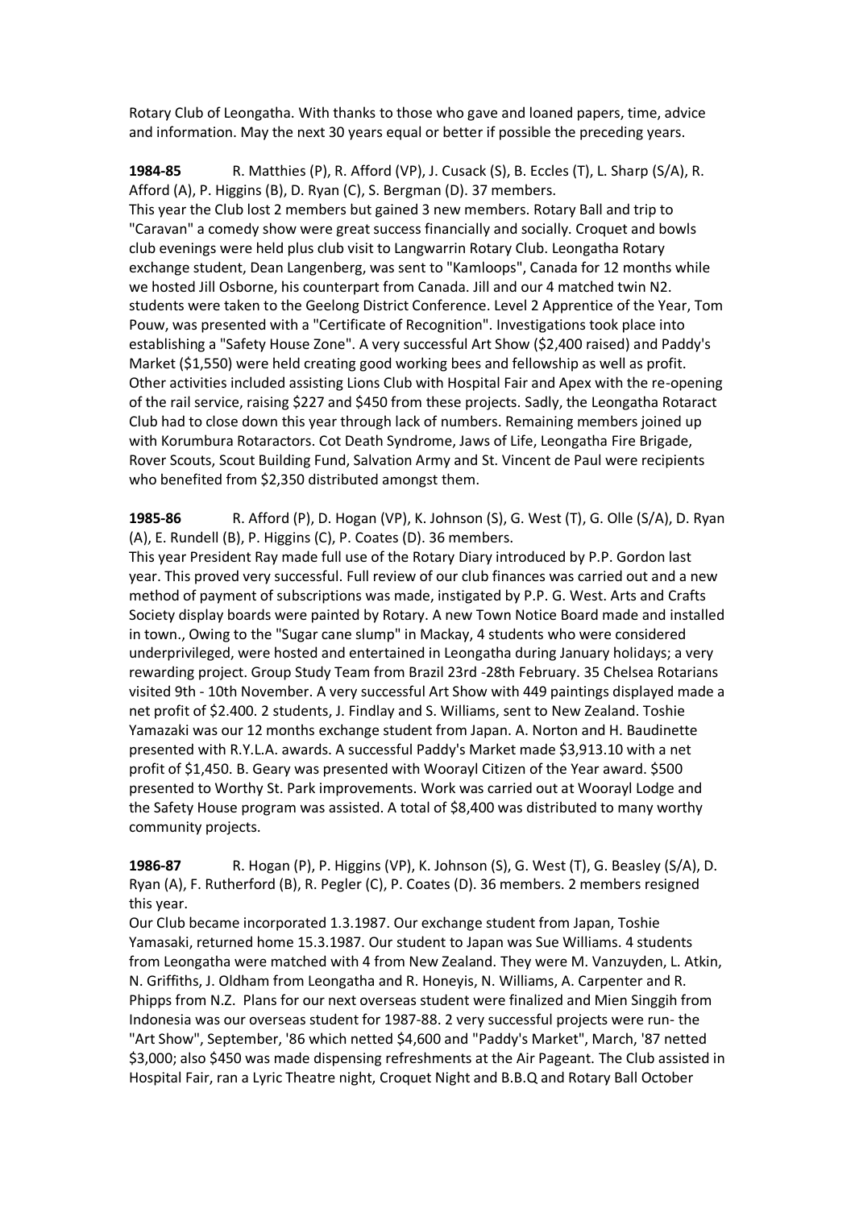Rotary Club of Leongatha. With thanks to those who gave and loaned papers, time, advice and information. May the next 30 years equal or better if possible the preceding years.

**1984-85** R. Matthies (P), R. Afford (VP), J. Cusack (S), B. Eccles (T), L. Sharp (S/A), R. Afford (A), P. Higgins (B), D. Ryan (C), S. Bergman (D). 37 members.
This year the Club lost 2 members but gained 3 new members. Rotary Ball and trip to "Caravan" a comedy show were great success financially and socially. Croquet and bowls club evenings were held plus club visit to Langwarrin Rotary Club. Leongatha Rotary exchange student, Dean Langenberg, was sent to "Kamloops", Canada for 12 months while we hosted Jill Osborne, his counterpart from Canada. Jill and our 4 matched twin N2. students were taken to the Geelong District Conference. Level 2 Apprentice of the Year, Tom Pouw, was presented with a "Certificate of Recognition". Investigations took place into establishing a "Safety House Zone". A very successful Art Show ($2,400 raised) and Paddy's Market ($1,550) were held creating good working bees and fellowship as well as profit. Other activities included assisting Lions Club with Hospital Fair and Apex with the re-opening of the rail service, raising $227 and $450 from these projects. Sadly, the Leongatha Rotaract Club had to close down this year through lack of numbers. Remaining members joined up with Korumbura Rotaractors. Cot Death Syndrome, Jaws of Life, Leongatha Fire Brigade, Rover Scouts, Scout Building Fund, Salvation Army and St. Vincent de Paul were recipients who benefited from $2,350 distributed amongst them.

**1985-86** R. Afford (P), D. Hogan (VP), K. Johnson (S), G. West (T), G. Olle (S/A), D. Ryan (A), E. Rundell (B), P. Higgins (C), P. Coates (D). 36 members.
This year President Ray made full use of the Rotary Diary introduced by P.P. Gordon last year. This proved very successful. Full review of our club finances was carried out and a new method of payment of subscriptions was made, instigated by P.P. G. West. Arts and Crafts Society display boards were painted by Rotary. A new Town Notice Board made and installed in town., Owing to the "Sugar cane slump" in Mackay, 4 students who were considered underprivileged, were hosted and entertained in Leongatha during January holidays; a very rewarding project. Group Study Team from Brazil 23rd -28th February. 35 Chelsea Rotarians visited 9th - 10th November. A very successful Art Show with 449 paintings displayed made a net profit of $2.400. 2 students, J. Findlay and S. Williams, sent to New Zealand. Toshie Yamazaki was our 12 months exchange student from Japan. A. Norton and H. Baudinette presented with R.Y.L.A. awards. A successful Paddy's Market made $3,913.10 with a net profit of $1,450. B. Geary was presented with Woorayl Citizen of the Year award. $500 presented to Worthy St. Park improvements. Work was carried out at Woorayl Lodge and the Safety House program was assisted. A total of $8,400 was distributed to many worthy community projects.

**1986-87** R. Hogan (P), P. Higgins (VP), K. Johnson (S), G. West (T), G. Beasley (S/A), D. Ryan (A), F. Rutherford (B), R. Pegler (C), P. Coates (D). 36 members. 2 members resigned this year.
Our Club became incorporated 1.3.1987. Our exchange student from Japan, Toshie Yamasaki, returned home 15.3.1987. Our student to Japan was Sue Williams. 4 students from Leongatha were matched with 4 from New Zealand. They were M. Vanzuyden, L. Atkin, N. Griffiths, J. Oldham from Leongatha and R. Honeyis, N. Williams, A. Carpenter and R. Phipps from N.Z. Plans for our next overseas student were finalized and Mien Singgih from Indonesia was our overseas student for 1987-88. 2 very successful projects were run- the "Art Show", September, '86 which netted $4,600 and "Paddy's Market", March, '87 netted $3,000; also $450 was made dispensing refreshments at the Air Pageant. The Club assisted in Hospital Fair, ran a Lyric Theatre night, Croquet Night and B.B.Q and Rotary Ball October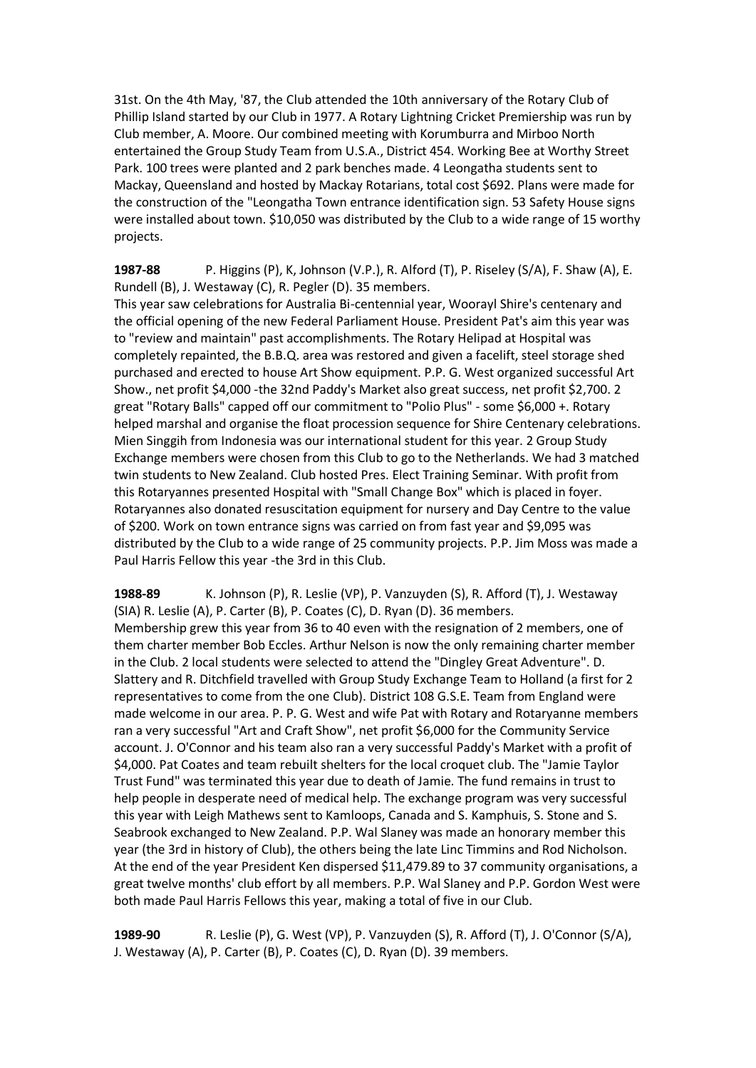31st. On the 4th May, '87, the Club attended the 10th anniversary of the Rotary Club of Phillip Island started by our Club in 1977. A Rotary Lightning Cricket Premiership was run by Club member, A. Moore. Our combined meeting with Korumburra and Mirboo North entertained the Group Study Team from U.S.A., District 454. Working Bee at Worthy Street Park. 100 trees were planted and 2 park benches made. 4 Leongatha students sent to Mackay, Queensland and hosted by Mackay Rotarians, total cost $692. Plans were made for the construction of the "Leongatha Town entrance identification sign. 53 Safety House signs were installed about town. $10,050 was distributed by the Club to a wide range of 15 worthy projects.

**1987-88** P. Higgins (P), K, Johnson (V.P.), R. Alford (T), P. Riseley (S/A), F. Shaw (A), E. Rundell (B), J. Westaway (C), R. Pegler (D). 35 members.
This year saw celebrations for Australia Bi-centennial year, Woorayl Shire's centenary and the official opening of the new Federal Parliament House. President Pat's aim this year was to "review and maintain" past accomplishments. The Rotary Helipad at Hospital was completely repainted, the B.B.Q. area was restored and given a facelift, steel storage shed purchased and erected to house Art Show equipment. P.P. G. West organized successful Art Show., net profit $4,000 -the 32nd Paddy's Market also great success, net profit $2,700. 2 great "Rotary Balls" capped off our commitment to "Polio Plus" - some $6,000 +. Rotary helped marshal and organise the float procession sequence for Shire Centenary celebrations. Mien Singgih from Indonesia was our international student for this year. 2 Group Study Exchange members were chosen from this Club to go to the Netherlands. We had 3 matched twin students to New Zealand. Club hosted Pres. Elect Training Seminar. With profit from this Rotaryannes presented Hospital with "Small Change Box" which is placed in foyer. Rotaryannes also donated resuscitation equipment for nursery and Day Centre to the value of $200. Work on town entrance signs was carried on from fast year and $9,095 was distributed by the Club to a wide range of 25 community projects. P.P. Jim Moss was made a Paul Harris Fellow this year -the 3rd in this Club.

**1988-89** K. Johnson (P), R. Leslie (VP), P. Vanzuyden (S), R. Afford (T), J. Westaway (SIA) R. Leslie (A), P. Carter (B), P. Coates (C), D. Ryan (D). 36 members.
Membership grew this year from 36 to 40 even with the resignation of 2 members, one of them charter member Bob Eccles. Arthur Nelson is now the only remaining charter member in the Club. 2 local students were selected to attend the "Dingley Great Adventure". D. Slattery and R. Ditchfield travelled with Group Study Exchange Team to Holland (a first for 2 representatives to come from the one Club). District 108 G.S.E. Team from England were made welcome in our area. P. P. G. West and wife Pat with Rotary and Rotaryanne members ran a very successful "Art and Craft Show", net profit $6,000 for the Community Service account. J. O'Connor and his team also ran a very successful Paddy's Market with a profit of $4,000. Pat Coates and team rebuilt shelters for the local croquet club. The "Jamie Taylor Trust Fund" was terminated this year due to death of Jamie. The fund remains in trust to help people in desperate need of medical help. The exchange program was very successful this year with Leigh Mathews sent to Kamloops, Canada and S. Kamphuis, S. Stone and S. Seabrook exchanged to New Zealand. P.P. Wal Slaney was made an honorary member this year (the 3rd in history of Club), the others being the late Linc Timmins and Rod Nicholson. At the end of the year President Ken dispersed $11,479.89 to 37 community organisations, a great twelve months' club effort by all members. P.P. Wal Slaney and P.P. Gordon West were both made Paul Harris Fellows this year, making a total of five in our Club.

**1989-90** R. Leslie (P), G. West (VP), P. Vanzuyden (S), R. Afford (T), J. O'Connor (S/A), J. Westaway (A), P. Carter (B), P. Coates (C), D. Ryan (D). 39 members.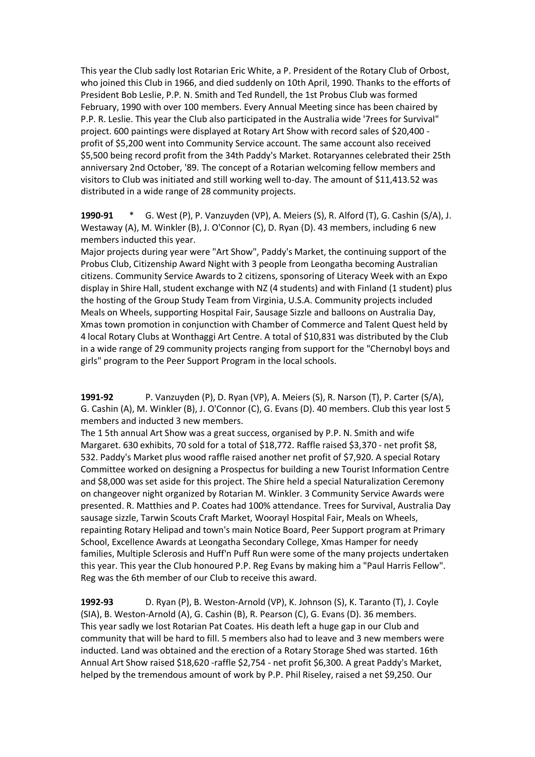This year the Club sadly lost Rotarian Eric White, a P. President of the Rotary Club of Orbost, who joined this Club in 1966, and died suddenly on 10th April, 1990. Thanks to the efforts of President Bob Leslie, P.P. N. Smith and Ted Rundell, the 1st Probus Club was formed February, 1990 with over 100 members. Every Annual Meeting since has been chaired by P.P. R. Leslie. This year the Club also participated in the Australia wide '7rees for Survival" project. 600 paintings were displayed at Rotary Art Show with record sales of $20,400 - profit of $5,200 went into Community Service account. The same account also received $5,500 being record profit from the 34th Paddy's Market. Rotaryannes celebrated their 25th anniversary 2nd October, '89. The concept of a Rotarian welcoming fellow members and visitors to Club was initiated and still working well to-day. The amount of $11,413.52 was distributed in a wide range of 28 community projects.

**1990-91** * G. West (P), P. Vanzuyden (VP), A. Meiers (S), R. Alford (T), G. Cashin (S/A), J. Westaway (A), M. Winkler (B), J. O'Connor (C), D. Ryan (D). 43 members, including 6 new members inducted this year.
Major projects during year were "Art Show", Paddy's Market, the continuing support of the Probus Club, Citizenship Award Night with 3 people from Leongatha becoming Australian citizens. Community Service Awards to 2 citizens, sponsoring of Literacy Week with an Expo display in Shire Hall, student exchange with NZ (4 students) and with Finland (1 student) plus the hosting of the Group Study Team from Virginia, U.S.A. Community projects included Meals on Wheels, supporting Hospital Fair, Sausage Sizzle and balloons on Australia Day, Xmas town promotion in conjunction with Chamber of Commerce and Talent Quest held by 4 local Rotary Clubs at Wonthaggi Art Centre. A total of $10,831 was distributed by the Club in a wide range of 29 community projects ranging from support for the "Chernobyl boys and girls" program to the Peer Support Program in the local schools.

**1991-92** P. Vanzuyden (P), D. Ryan (VP), A. Meiers (S), R. Narson (T), P. Carter (S/A), G. Cashin (A), M. Winkler (B), J. O'Connor (C), G. Evans (D). 40 members. Club this year lost 5 members and inducted 3 new members.
The 1 5th annual Art Show was a great success, organised by P.P. N. Smith and wife Margaret. 630 exhibits, 70 sold for a total of $18,772. Raffle raised $3,370 - net profit $8, 532. Paddy's Market plus wood raffle raised another net profit of $7,920. A special Rotary Committee worked on designing a Prospectus for building a new Tourist Information Centre and $8,000 was set aside for this project. The Shire held a special Naturalization Ceremony on changeover night organized by Rotarian M. Winkler. 3 Community Service Awards were presented. R. Matthies and P. Coates had 100% attendance. Trees for Survival, Australia Day sausage sizzle, Tarwin Scouts Craft Market, Woorayl Hospital Fair, Meals on Wheels, repainting Rotary Helipad and town's main Notice Board, Peer Support program at Primary School, Excellence Awards at Leongatha Secondary College, Xmas Hamper for needy families, Multiple Sclerosis and Huff'n Puff Run were some of the many projects undertaken this year. This year the Club honoured P.P. Reg Evans by making him a "Paul Harris Fellow". Reg was the 6th member of our Club to receive this award.

**1992-93** D. Ryan (P), B. Weston-Arnold (VP), K. Johnson (S), K. Taranto (T), J. Coyle (SIA), B. Weston-Arnold (A), G. Cashin (B), R. Pearson (C), G. Evans (D). 36 members.
This year sadly we lost Rotarian Pat Coates. His death left a huge gap in our Club and community that will be hard to fill. 5 members also had to leave and 3 new members were inducted. Land was obtained and the erection of a Rotary Storage Shed was started. 16th Annual Art Show raised $18,620 -raffle $2,754 - net profit $6,300. A great Paddy's Market, helped by the tremendous amount of work by P.P. Phil Riseley, raised a net $9,250. Our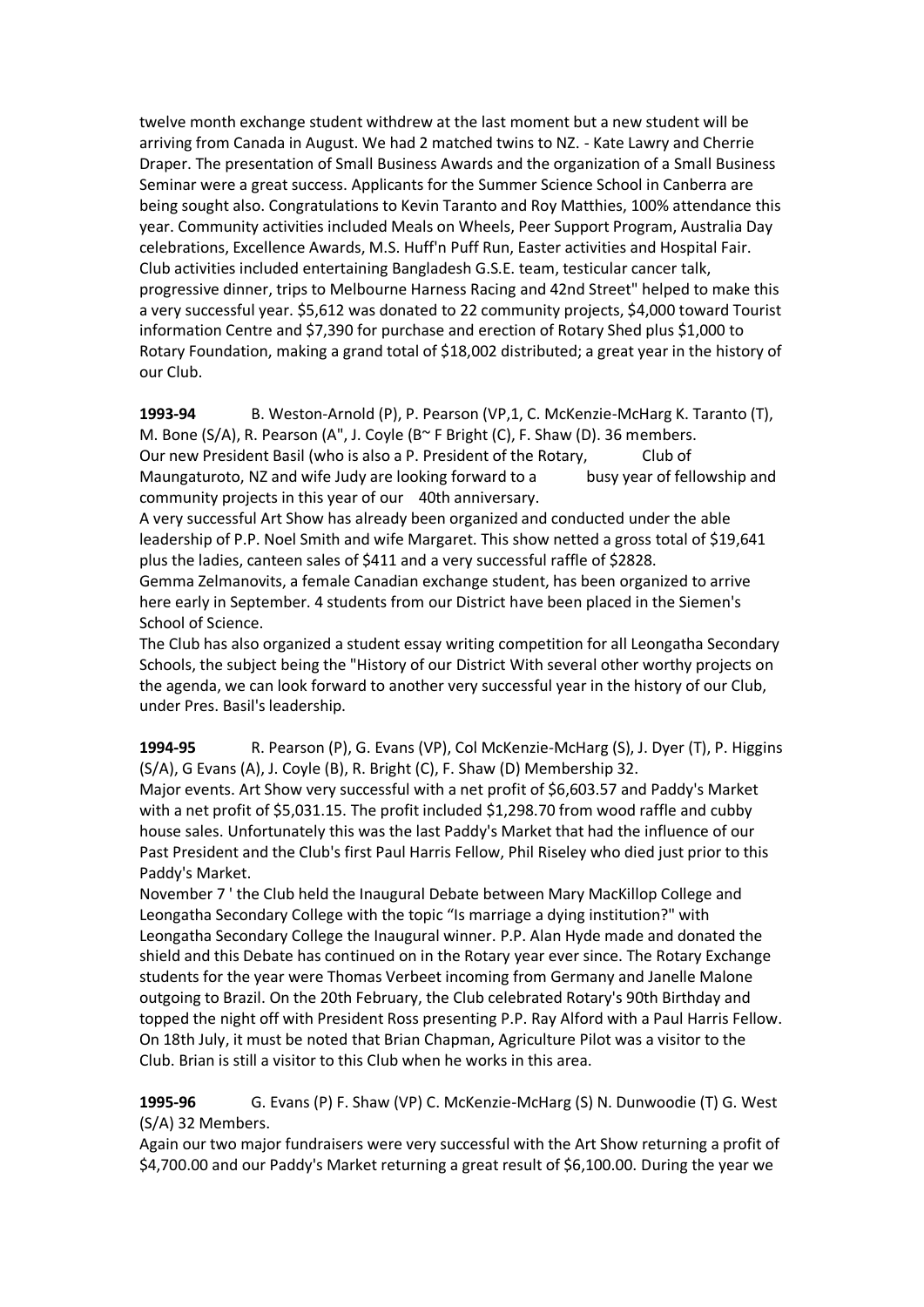twelve month exchange student withdrew at the last moment but a new student will be arriving from Canada in August. We had 2 matched twins to NZ. - Kate Lawry and Cherrie Draper. The presentation of Small Business Awards and the organization of a Small Business Seminar were a great success. Applicants for the Summer Science School in Canberra are being sought also. Congratulations to Kevin Taranto and Roy Matthies, 100% attendance this year. Community activities included Meals on Wheels, Peer Support Program, Australia Day celebrations, Excellence Awards, M.S. Huff'n Puff Run, Easter activities and Hospital Fair. Club activities included entertaining Bangladesh G.S.E. team, testicular cancer talk, progressive dinner, trips to Melbourne Harness Racing and 42nd Street" helped to make this a very successful year. $5,612 was donated to 22 community projects, $4,000 toward Tourist information Centre and $7,390 for purchase and erection of Rotary Shed plus $1,000 to Rotary Foundation, making a grand total of $18,002 distributed; a great year in the history of our Club.

**1993-94** B. Weston-Arnold (P), P. Pearson (VP,1, C. McKenzie-McHarg K. Taranto (T), M. Bone (S/A), R. Pearson (A", J. Coyle (B~ F Bright (C), F. Shaw (D). 36 members.
Our new President Basil (who is also a P. President of the Rotary, Club of Maungaturoto, NZ and wife Judy are looking forward to a busy year of fellowship and community projects in this year of our 40th anniversary.
A very successful Art Show has already been organized and conducted under the able leadership of P.P. Noel Smith and wife Margaret. This show netted a gross total of $19,641 plus the ladies, canteen sales of $411 and a very successful raffle of $2828.
Gemma Zelmanovits, a female Canadian exchange student, has been organized to arrive here early in September. 4 students from our District have been placed in the Siemen's School of Science.
The Club has also organized a student essay writing competition for all Leongatha Secondary Schools, the subject being the "History of our District With several other worthy projects on the agenda, we can look forward to another very successful year in the history of our Club, under Pres. Basil's leadership.

**1994-95** R. Pearson (P), G. Evans (VP), Col McKenzie-McHarg (S), J. Dyer (T), P. Higgins (S/A), G Evans (A), J. Coyle (B), R. Bright (C), F. Shaw (D) Membership 32.
Major events. Art Show very successful with a net profit of $6,603.57 and Paddy's Market with a net profit of $5,031.15. The profit included $1,298.70 from wood raffle and cubby house sales. Unfortunately this was the last Paddy's Market that had the influence of our Past President and the Club's first Paul Harris Fellow, Phil Riseley who died just prior to this Paddy's Market.
November 7 ' the Club held the Inaugural Debate between Mary MacKillop College and Leongatha Secondary College with the topic "Is marriage a dying institution?" with Leongatha Secondary College the Inaugural winner. P.P. Alan Hyde made and donated the shield and this Debate has continued on in the Rotary year ever since. The Rotary Exchange students for the year were Thomas Verbeet incoming from Germany and Janelle Malone outgoing to Brazil. On the 20th February, the Club celebrated Rotary's 90th Birthday and topped the night off with President Ross presenting P.P. Ray Alford with a Paul Harris Fellow. On 18th July, it must be noted that Brian Chapman, Agriculture Pilot was a visitor to the Club. Brian is still a visitor to this Club when he works in this area.

**1995-96** G. Evans (P) F. Shaw (VP) C. McKenzie-McHarg (S) N. Dunwoodie (T) G. West (S/A) 32 Members.
Again our two major fundraisers were very successful with the Art Show returning a profit of $4,700.00 and our Paddy's Market returning a great result of $6,100.00. During the year we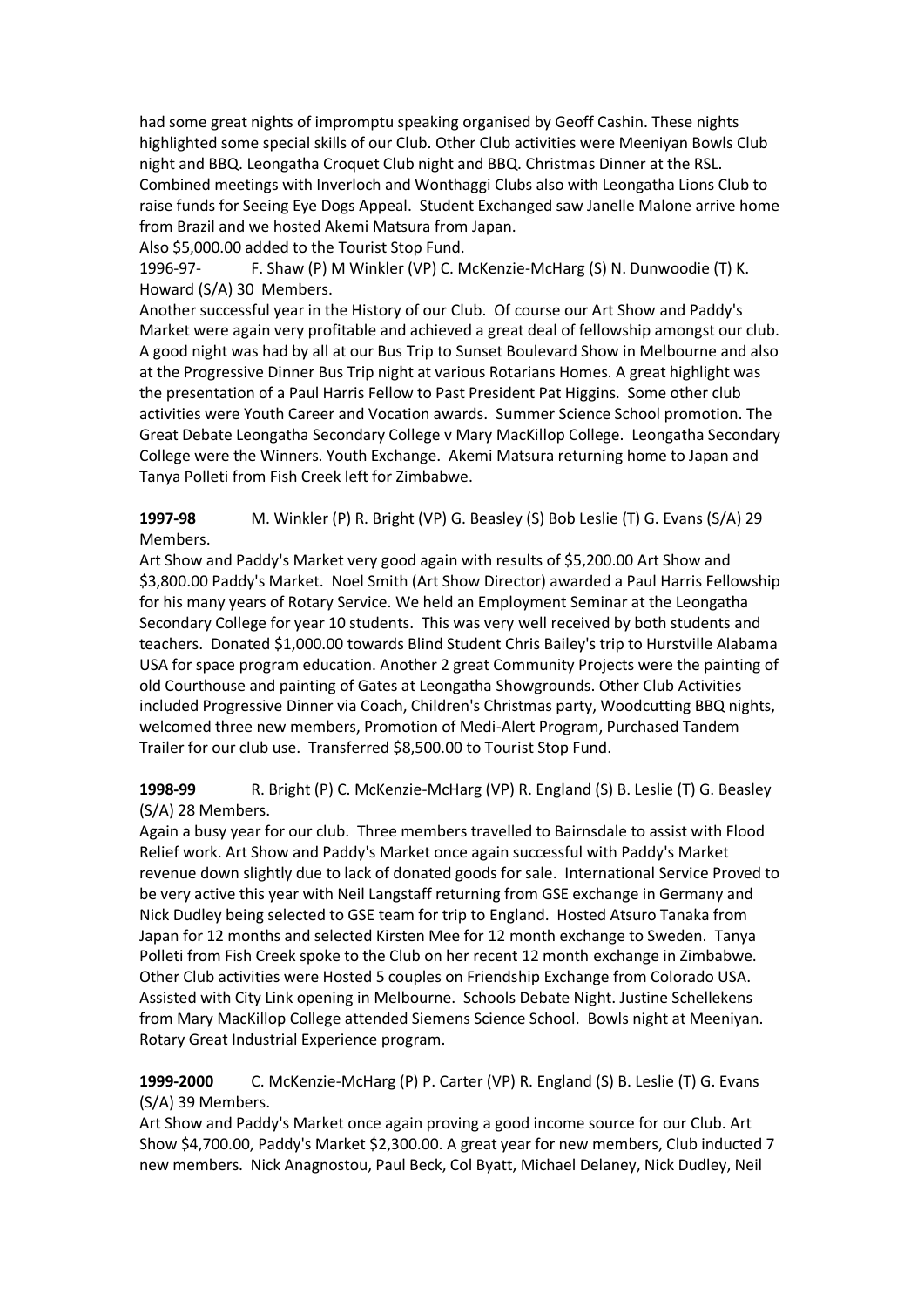had some great nights of impromptu speaking organised by Geoff Cashin. These nights highlighted some special skills of our Club. Other Club activities were Meeniyan Bowls Club night and BBQ. Leongatha Croquet Club night and BBQ. Christmas Dinner at the RSL. Combined meetings with Inverloch and Wonthaggi Clubs also with Leongatha Lions Club to raise funds for Seeing Eye Dogs Appeal. Student Exchanged saw Janelle Malone arrive home from Brazil and we hosted Akemi Matsura from Japan.

Also $5,000.00 added to the Tourist Stop Fund.

1996-97- F. Shaw (P) M Winkler (VP) C. McKenzie-McHarg (S) N. Dunwoodie (T) K. Howard (S/A) 30 Members.

Another successful year in the History of our Club. Of course our Art Show and Paddy's Market were again very profitable and achieved a great deal of fellowship amongst our club. A good night was had by all at our Bus Trip to Sunset Boulevard Show in Melbourne and also at the Progressive Dinner Bus Trip night at various Rotarians Homes. A great highlight was the presentation of a Paul Harris Fellow to Past President Pat Higgins. Some other club activities were Youth Career and Vocation awards. Summer Science School promotion. The Great Debate Leongatha Secondary College v Mary MacKillop College. Leongatha Secondary College were the Winners. Youth Exchange. Akemi Matsura returning home to Japan and Tanya Polleti from Fish Creek left for Zimbabwe.

**1997-98** M. Winkler (P) R. Bright (VP) G. Beasley (S) Bob Leslie (T) G. Evans (S/A) 29 Members.

Art Show and Paddy's Market very good again with results of $5,200.00 Art Show and $3,800.00 Paddy's Market. Noel Smith (Art Show Director) awarded a Paul Harris Fellowship for his many years of Rotary Service. We held an Employment Seminar at the Leongatha Secondary College for year 10 students. This was very well received by both students and teachers. Donated $1,000.00 towards Blind Student Chris Bailey's trip to Hurstville Alabama USA for space program education. Another 2 great Community Projects were the painting of old Courthouse and painting of Gates at Leongatha Showgrounds. Other Club Activities included Progressive Dinner via Coach, Children's Christmas party, Woodcutting BBQ nights, welcomed three new members, Promotion of Medi-Alert Program, Purchased Tandem Trailer for our club use. Transferred $8,500.00 to Tourist Stop Fund.

**1998-99** R. Bright (P) C. McKenzie-McHarg (VP) R. England (S) B. Leslie (T) G. Beasley (S/A) 28 Members.

Again a busy year for our club. Three members travelled to Bairnsdale to assist with Flood Relief work. Art Show and Paddy's Market once again successful with Paddy's Market revenue down slightly due to lack of donated goods for sale. International Service Proved to be very active this year with Neil Langstaff returning from GSE exchange in Germany and Nick Dudley being selected to GSE team for trip to England. Hosted Atsuro Tanaka from Japan for 12 months and selected Kirsten Mee for 12 month exchange to Sweden. Tanya Polleti from Fish Creek spoke to the Club on her recent 12 month exchange in Zimbabwe. Other Club activities were Hosted 5 couples on Friendship Exchange from Colorado USA. Assisted with City Link opening in Melbourne. Schools Debate Night. Justine Schellekens from Mary MacKillop College attended Siemens Science School. Bowls night at Meeniyan. Rotary Great Industrial Experience program.

**1999-2000** C. McKenzie-McHarg (P) P. Carter (VP) R. England (S) B. Leslie (T) G. Evans (S/A) 39 Members.

Art Show and Paddy's Market once again proving a good income source for our Club. Art Show $4,700.00, Paddy's Market $2,300.00. A great year for new members, Club inducted 7 new members. Nick Anagnostou, Paul Beck, Col Byatt, Michael Delaney, Nick Dudley, Neil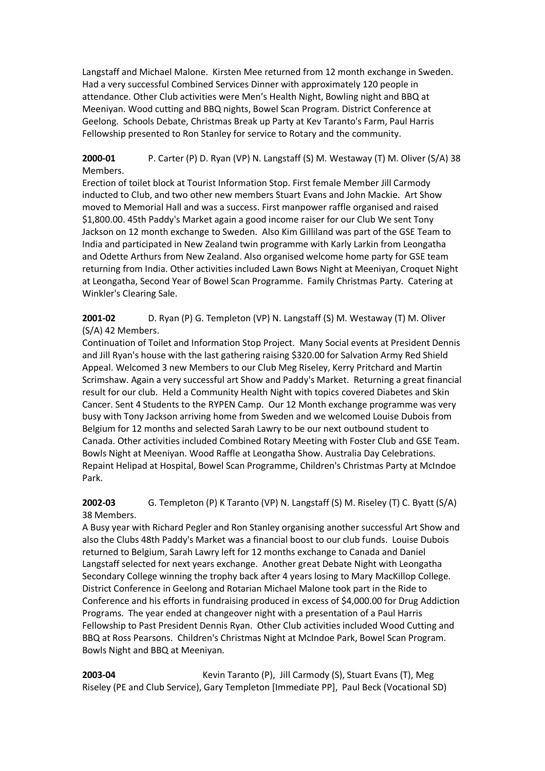Langstaff and Michael Malone. Kirsten Mee returned from 12 month exchange in Sweden. Had a very successful Combined Services Dinner with approximately 120 people in attendance. Other Club activities were Men's Health Night, Bowling night and BBQ at Meeniyan. Wood cutting and BBQ nights, Bowel Scan Program. District Conference at Geelong. Schools Debate, Christmas Break up Party at Kev Taranto's Farm, Paul Harris Fellowship presented to Ron Stanley for service to Rotary and the community.

**2000-01** P. Carter (P) D. Ryan (VP) N. Langstaff (S) M. Westaway (T) M. Oliver (S/A) 38 Members.
Erection of toilet block at Tourist Information Stop. First female Member Jill Carmody inducted to Club, and two other new members Stuart Evans and John Mackie. Art Show moved to Memorial Hall and was a success. First manpower raffle organised and raised $1,800.00. 45th Paddy's Market again a good income raiser for our Club We sent Tony Jackson on 12 month exchange to Sweden. Also Kim Gilliland was part of the GSE Team to India and participated in New Zealand twin programme with Karly Larkin from Leongatha and Odette Arthurs from New Zealand. Also organised welcome home party for GSE team returning from India. Other activities included Lawn Bows Night at Meeniyan, Croquet Night at Leongatha, Second Year of Bowel Scan Programme. Family Christmas Party. Catering at Winkler's Clearing Sale.

**2001-02** D. Ryan (P) G. Templeton (VP) N. Langstaff (S) M. Westaway (T) M. Oliver (S/A) 42 Members.
Continuation of Toilet and Information Stop Project. Many Social events at President Dennis and Jill Ryan's house with the last gathering raising $320.00 for Salvation Army Red Shield Appeal. Welcomed 3 new Members to our Club Meg Riseley, Kerry Pritchard and Martin Scrimshaw. Again a very successful art Show and Paddy's Market. Returning a great financial result for our club. Held a Community Health Night with topics covered Diabetes and Skin Cancer. Sent 4 Students to the RYPEN Camp. Our 12 Month exchange programme was very busy with Tony Jackson arriving home from Sweden and we welcomed Louise Dubois from Belgium for 12 months and selected Sarah Lawry to be our next outbound student to Canada. Other activities included Combined Rotary Meeting with Foster Club and GSE Team. Bowls Night at Meeniyan. Wood Raffle at Leongatha Show. Australia Day Celebrations. Repaint Helipad at Hospital, Bowel Scan Programme, Children's Christmas Party at McIndoe Park.

**2002-03** G. Templeton (P) K Taranto (VP) N. Langstaff (S) M. Riseley (T) C. Byatt (S/A) 38 Members.
A Busy year with Richard Pegler and Ron Stanley organising another successful Art Show and also the Clubs 48th Paddy's Market was a financial boost to our club funds. Louise Dubois returned to Belgium, Sarah Lawry left for 12 months exchange to Canada and Daniel Langstaff selected for next years exchange. Another great Debate Night with Leongatha Secondary College winning the trophy back after 4 years losing to Mary MacKillop College. District Conference in Geelong and Rotarian Michael Malone took part in the Ride to Conference and his efforts in fundraising produced in excess of $4,000.00 for Drug Addiction Programs. The year ended at changeover night with a presentation of a Paul Harris Fellowship to Past President Dennis Ryan. Other Club activities included Wood Cutting and BBQ at Ross Pearsons. Children's Christmas Night at McIndoe Park, Bowel Scan Program. Bowls Night and BBQ at Meeniyan.

**2003-04** Kevin Taranto (P), Jill Carmody (S), Stuart Evans (T), Meg Riseley (PE and Club Service), Gary Templeton [Immediate PP], Paul Beck (Vocational SD)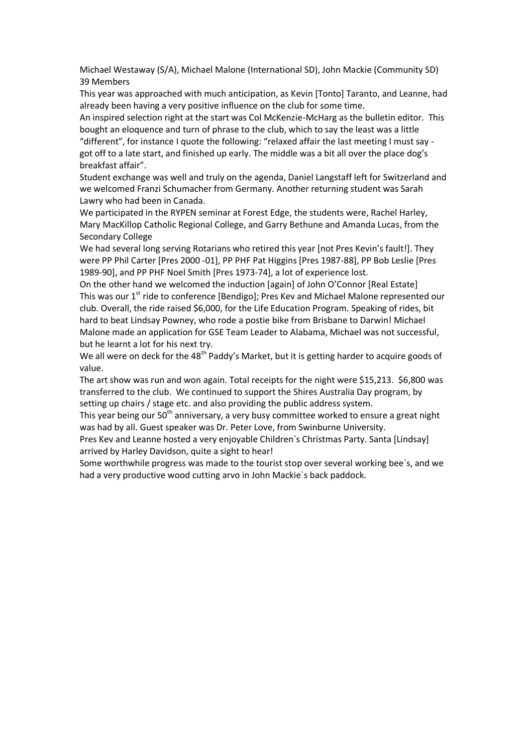Michael Westaway (S/A), Michael Malone (International SD), John Mackie (Community SD)
39 Members

This year was approached with much anticipation, as Kevin [Tonto] Taranto, and Leanne, had already been having a very positive influence on the club for some time.

An inspired selection right at the start was Col McKenzie-McHarg as the bulletin editor. This bought an eloquence and turn of phrase to the club, which to say the least was a little "different", for instance I quote the following: "relaxed affair the last meeting I must say - got off to a late start, and finished up early. The middle was a bit all over the place dog's breakfast affair".

Student exchange was well and truly on the agenda, Daniel Langstaff left for Switzerland and we welcomed Franzi Schumacher from Germany. Another returning student was Sarah Lawry who had been in Canada.

We participated in the RYPEN seminar at Forest Edge, the students were, Rachel Harley, Mary MacKillop Catholic Regional College, and Garry Bethune and Amanda Lucas, from the Secondary College

We had several long serving Rotarians who retired this year [not Pres Kevin's fault!]. They were PP Phil Carter [Pres 2000 -01], PP PHF Pat Higgins [Pres 1987-88], PP Bob Leslie [Pres 1989-90], and PP PHF Noel Smith [Pres 1973-74], a lot of experience lost.

On the other hand we welcomed the induction [again] of John O'Connor [Real Estate]

This was our 1st ride to conference [Bendigo]; Pres Kev and Michael Malone represented our club. Overall, the ride raised $6,000, for the Life Education Program. Speaking of rides, bit hard to beat Lindsay Powney, who rode a postie bike from Brisbane to Darwin! Michael Malone made an application for GSE Team Leader to Alabama, Michael was not successful, but he learnt a lot for his next try.

We all were on deck for the 48th Paddy's Market, but it is getting harder to acquire goods of value.

The art show was run and won again. Total receipts for the night were $15,213. $6,800 was transferred to the club. We continued to support the Shires Australia Day program, by setting up chairs / stage etc. and also providing the public address system.

This year being our 50th anniversary, a very busy committee worked to ensure a great night was had by all. Guest speaker was Dr. Peter Love, from Swinburne University.

Pres Kev and Leanne hosted a very enjoyable Children`s Christmas Party. Santa [Lindsay] arrived by Harley Davidson, quite a sight to hear!

Some worthwhile progress was made to the tourist stop over several working bee`s, and we had a very productive wood cutting arvo in John Mackie`s back paddock.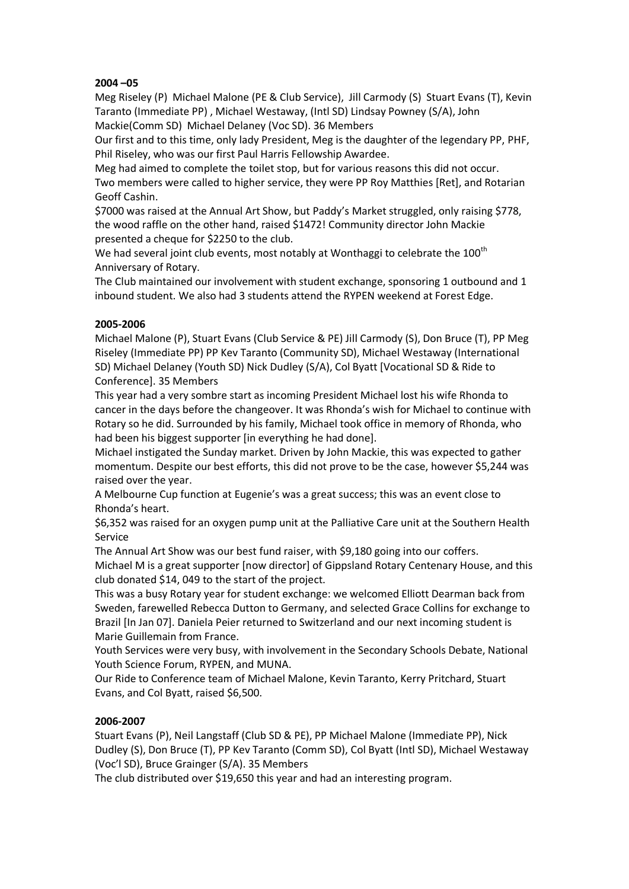**2004 –05**

Meg Riseley (P) Michael Malone (PE & Club Service), Jill Carmody (S) Stuart Evans (T), Kevin Taranto (Immediate PP) , Michael Westaway, (Intl SD) Lindsay Powney (S/A), John Mackie(Comm SD) Michael Delaney (Voc SD). 36 Members

Our first and to this time, only lady President, Meg is the daughter of the legendary PP, PHF, Phil Riseley, who was our first Paul Harris Fellowship Awardee.

Meg had aimed to complete the toilet stop, but for various reasons this did not occur.

Two members were called to higher service, they were PP Roy Matthies [Ret], and Rotarian Geoff Cashin.

$7000 was raised at the Annual Art Show, but Paddy's Market struggled, only raising $778, the wood raffle on the other hand, raised $1472! Community director John Mackie presented a cheque for $2250 to the club.

We had several joint club events, most notably at Wonthaggi to celebrate the 100th Anniversary of Rotary.

The Club maintained our involvement with student exchange, sponsoring 1 outbound and 1 inbound student. We also had 3 students attend the RYPEN weekend at Forest Edge.

**2005-2006**

Michael Malone (P), Stuart Evans (Club Service & PE) Jill Carmody (S), Don Bruce (T), PP Meg Riseley (Immediate PP) PP Kev Taranto (Community SD), Michael Westaway (International SD) Michael Delaney (Youth SD) Nick Dudley (S/A), Col Byatt [Vocational SD & Ride to Conference]. 35 Members

This year had a very sombre start as incoming President Michael lost his wife Rhonda to cancer in the days before the changeover. It was Rhonda's wish for Michael to continue with Rotary so he did. Surrounded by his family, Michael took office in memory of Rhonda, who had been his biggest supporter [in everything he had done].

Michael instigated the Sunday market. Driven by John Mackie, this was expected to gather momentum. Despite our best efforts, this did not prove to be the case, however $5,244 was raised over the year.

A Melbourne Cup function at Eugenie's was a great success; this was an event close to Rhonda's heart.

$6,352 was raised for an oxygen pump unit at the Palliative Care unit at the Southern Health Service

The Annual Art Show was our best fund raiser, with $9,180 going into our coffers.

Michael M is a great supporter [now director] of Gippsland Rotary Centenary House, and this club donated $14, 049 to the start of the project.

This was a busy Rotary year for student exchange: we welcomed Elliott Dearman back from Sweden, farewelled Rebecca Dutton to Germany, and selected Grace Collins for exchange to Brazil [In Jan 07]. Daniela Peier returned to Switzerland and our next incoming student is Marie Guillemain from France.

Youth Services were very busy, with involvement in the Secondary Schools Debate, National Youth Science Forum, RYPEN, and MUNA.

Our Ride to Conference team of Michael Malone, Kevin Taranto, Kerry Pritchard, Stuart Evans, and Col Byatt, raised $6,500.

**2006-2007**

Stuart Evans (P), Neil Langstaff (Club SD & PE), PP Michael Malone (Immediate PP), Nick Dudley (S), Don Bruce (T), PP Kev Taranto (Comm SD), Col Byatt (Intl SD), Michael Westaway (Voc'l SD), Bruce Grainger (S/A). 35 Members

The club distributed over $19,650 this year and had an interesting program.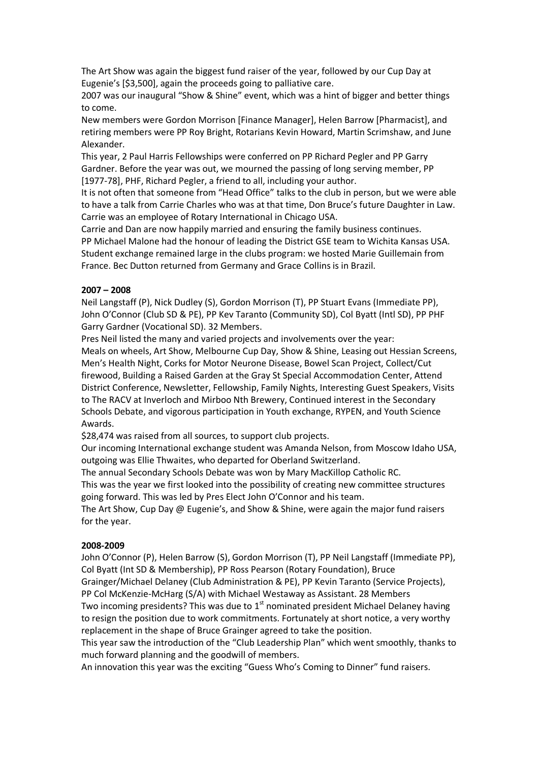The Art Show was again the biggest fund raiser of the year, followed by our Cup Day at Eugenie's [$3,500], again the proceeds going to palliative care.

2007 was our inaugural "Show & Shine" event, which was a hint of bigger and better things to come.

New members were Gordon Morrison [Finance Manager], Helen Barrow [Pharmacist], and retiring members were PP Roy Bright, Rotarians Kevin Howard, Martin Scrimshaw, and June Alexander.

This year, 2 Paul Harris Fellowships were conferred on PP Richard Pegler and PP Garry Gardner. Before the year was out, we mourned the passing of long serving member, PP [1977-78], PHF, Richard Pegler, a friend to all, including your author.

It is not often that someone from "Head Office" talks to the club in person, but we were able to have a talk from Carrie Charles who was at that time, Don Bruce's future Daughter in Law. Carrie was an employee of Rotary International in Chicago USA.

Carrie and Dan are now happily married and ensuring the family business continues.

PP Michael Malone had the honour of leading the District GSE team to Wichita Kansas USA.

Student exchange remained large in the clubs program: we hosted Marie Guillemain from France. Bec Dutton returned from Germany and Grace Collins is in Brazil.

**2007 – 2008**

Neil Langstaff (P), Nick Dudley (S), Gordon Morrison (T), PP Stuart Evans (Immediate PP), John O'Connor (Club SD & PE), PP Kev Taranto (Community SD), Col Byatt (Intl SD), PP PHF Garry Gardner (Vocational SD). 32 Members.

Pres Neil listed the many and varied projects and involvements over the year:

Meals on wheels, Art Show, Melbourne Cup Day, Show & Shine, Leasing out Hessian Screens, Men's Health Night, Corks for Motor Neurone Disease, Bowel Scan Project, Collect/Cut firewood, Building a Raised Garden at the Gray St Special Accommodation Center, Attend District Conference, Newsletter, Fellowship, Family Nights, Interesting Guest Speakers, Visits to The RACV at Inverloch and Mirboo Nth Brewery, Continued interest in the Secondary Schools Debate, and vigorous participation in Youth exchange, RYPEN, and Youth Science Awards.

$28,474 was raised from all sources, to support club projects.

Our incoming International exchange student was Amanda Nelson, from Moscow Idaho USA, outgoing was Ellie Thwaites, who departed for Oberland Switzerland.

The annual Secondary Schools Debate was won by Mary MacKillop Catholic RC.

This was the year we first looked into the possibility of creating new committee structures going forward. This was led by Pres Elect John O'Connor and his team.

The Art Show, Cup Day @ Eugenie's, and Show & Shine, were again the major fund raisers for the year.

**2008-2009**

John O'Connor (P), Helen Barrow (S), Gordon Morrison (T), PP Neil Langstaff (Immediate PP), Col Byatt (Int SD & Membership), PP Ross Pearson (Rotary Foundation), Bruce Grainger/Michael Delaney (Club Administration & PE), PP Kevin Taranto (Service Projects), PP Col McKenzie-McHarg (S/A) with Michael Westaway as Assistant. 28 Members

Two incoming presidents? This was due to 1st nominated president Michael Delaney having to resign the position due to work commitments. Fortunately at short notice, a very worthy replacement in the shape of Bruce Grainger agreed to take the position.

This year saw the introduction of the "Club Leadership Plan" which went smoothly, thanks to much forward planning and the goodwill of members.

An innovation this year was the exciting "Guess Who's Coming to Dinner" fund raisers.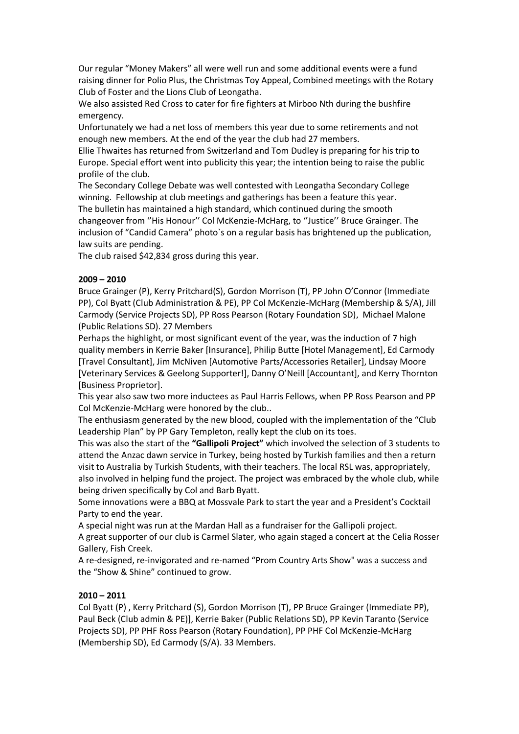Our regular "Money Makers" all were well run and some additional events were a fund raising dinner for Polio Plus, the Christmas Toy Appeal, Combined meetings with the Rotary Club of Foster and the Lions Club of Leongatha.

We also assisted Red Cross to cater for fire fighters at Mirboo Nth during the bushfire emergency.

Unfortunately we had a net loss of members this year due to some retirements and not enough new members. At the end of the year the club had 27 members.

Ellie Thwaites has returned from Switzerland and Tom Dudley is preparing for his trip to Europe. Special effort went into publicity this year; the intention being to raise the public profile of the club.

The Secondary College Debate was well contested with Leongatha Secondary College winning. Fellowship at club meetings and gatherings has been a feature this year.

The bulletin has maintained a high standard, which continued during the smooth changeover from ''His Honour'' Col McKenzie-McHarg, to ''Justice'' Bruce Grainger. The inclusion of "Candid Camera" photo`s on a regular basis has brightened up the publication, law suits are pending.

The club raised $42,834 gross during this year.

**2009 – 2010**

Bruce Grainger (P), Kerry Pritchard(S), Gordon Morrison (T), PP John O'Connor (Immediate PP), Col Byatt (Club Administration & PE), PP Col McKenzie-McHarg (Membership & S/A), Jill Carmody (Service Projects SD), PP Ross Pearson (Rotary Foundation SD), Michael Malone (Public Relations SD). 27 Members

Perhaps the highlight, or most significant event of the year, was the induction of 7 high quality members in Kerrie Baker [Insurance], Philip Butte [Hotel Management], Ed Carmody [Travel Consultant], Jim McNiven [Automotive Parts/Accessories Retailer], Lindsay Moore [Veterinary Services & Geelong Supporter!], Danny O'Neill [Accountant], and Kerry Thornton [Business Proprietor].

This year also saw two more inductees as Paul Harris Fellows, when PP Ross Pearson and PP Col McKenzie-McHarg were honored by the club..

The enthusiasm generated by the new blood, coupled with the implementation of the "Club Leadership Plan" by PP Gary Templeton, really kept the club on its toes.

This was also the start of the **"Gallipoli Project"** which involved the selection of 3 students to attend the Anzac dawn service in Turkey, being hosted by Turkish families and then a return visit to Australia by Turkish Students, with their teachers. The local RSL was, appropriately, also involved in helping fund the project. The project was embraced by the whole club, while being driven specifically by Col and Barb Byatt.

Some innovations were a BBQ at Mossvale Park to start the year and a President's Cocktail Party to end the year.

A special night was run at the Mardan Hall as a fundraiser for the Gallipoli project.

A great supporter of our club is Carmel Slater, who again staged a concert at the Celia Rosser Gallery, Fish Creek.

A re-designed, re-invigorated and re-named "Prom Country Arts Show" was a success and the "Show & Shine" continued to grow.

**2010 – 2011**

Col Byatt (P) , Kerry Pritchard (S), Gordon Morrison (T), PP Bruce Grainger (Immediate PP), Paul Beck (Club admin & PE)], Kerrie Baker (Public Relations SD), PP Kevin Taranto (Service Projects SD), PP PHF Ross Pearson (Rotary Foundation), PP PHF Col McKenzie-McHarg (Membership SD), Ed Carmody (S/A). 33 Members.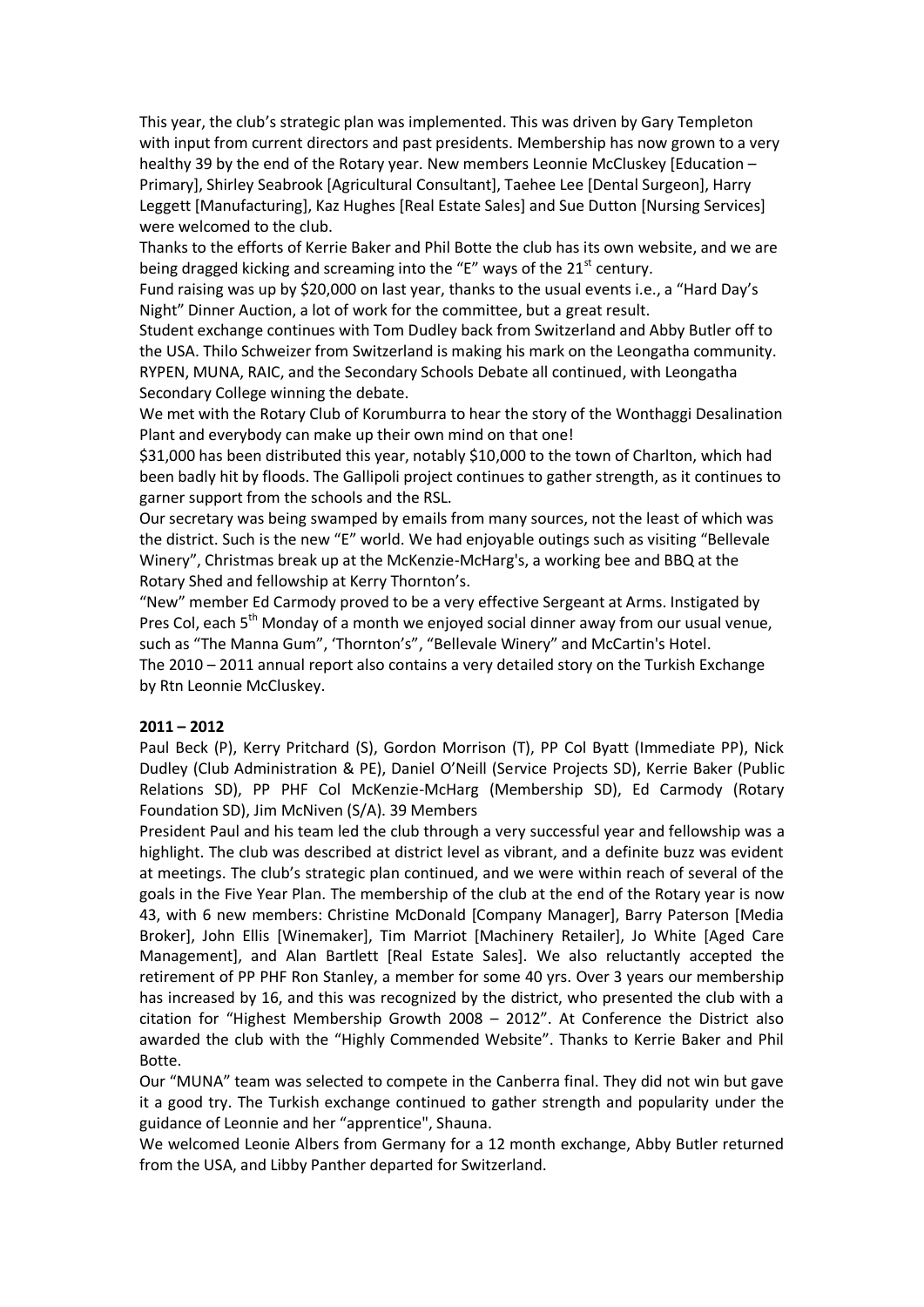This year, the club's strategic plan was implemented. This was driven by Gary Templeton with input from current directors and past presidents. Membership has now grown to a very healthy 39 by the end of the Rotary year. New members Leonnie McCluskey [Education – Primary], Shirley Seabrook [Agricultural Consultant], Taehee Lee [Dental Surgeon], Harry Leggett [Manufacturing], Kaz Hughes [Real Estate Sales] and Sue Dutton [Nursing Services] were welcomed to the club.

Thanks to the efforts of Kerrie Baker and Phil Botte the club has its own website, and we are being dragged kicking and screaming into the "E" ways of the 21st century.

Fund raising was up by $20,000 on last year, thanks to the usual events i.e., a "Hard Day's Night" Dinner Auction, a lot of work for the committee, but a great result.

Student exchange continues with Tom Dudley back from Switzerland and Abby Butler off to the USA. Thilo Schweizer from Switzerland is making his mark on the Leongatha community. RYPEN, MUNA, RAIC, and the Secondary Schools Debate all continued, with Leongatha Secondary College winning the debate.

We met with the Rotary Club of Korumburra to hear the story of the Wonthaggi Desalination Plant and everybody can make up their own mind on that one!

$31,000 has been distributed this year, notably $10,000 to the town of Charlton, which had been badly hit by floods. The Gallipoli project continues to gather strength, as it continues to garner support from the schools and the RSL.

Our secretary was being swamped by emails from many sources, not the least of which was the district. Such is the new "E" world. We had enjoyable outings such as visiting "Bellevale Winery", Christmas break up at the McKenzie-McHarg's, a working bee and BBQ at the Rotary Shed and fellowship at Kerry Thornton's.

"New" member Ed Carmody proved to be a very effective Sergeant at Arms. Instigated by Pres Col, each 5th Monday of a month we enjoyed social dinner away from our usual venue, such as "The Manna Gum", 'Thornton's", "Bellevale Winery" and McCartin's Hotel.

The 2010 – 2011 annual report also contains a very detailed story on the Turkish Exchange by Rtn Leonnie McCluskey.

**2011 – 2012**

Paul Beck (P), Kerry Pritchard (S), Gordon Morrison (T), PP Col Byatt (Immediate PP), Nick Dudley (Club Administration & PE), Daniel O'Neill (Service Projects SD), Kerrie Baker (Public Relations SD), PP PHF Col McKenzie-McHarg (Membership SD), Ed Carmody (Rotary Foundation SD), Jim McNiven (S/A). 39 Members

President Paul and his team led the club through a very successful year and fellowship was a highlight. The club was described at district level as vibrant, and a definite buzz was evident at meetings. The club's strategic plan continued, and we were within reach of several of the goals in the Five Year Plan. The membership of the club at the end of the Rotary year is now 43, with 6 new members: Christine McDonald [Company Manager], Barry Paterson [Media Broker], John Ellis [Winemaker], Tim Marriot [Machinery Retailer], Jo White [Aged Care Management], and Alan Bartlett [Real Estate Sales]. We also reluctantly accepted the retirement of PP PHF Ron Stanley, a member for some 40 yrs. Over 3 years our membership has increased by 16, and this was recognized by the district, who presented the club with a citation for "Highest Membership Growth 2008 – 2012". At Conference the District also awarded the club with the "Highly Commended Website". Thanks to Kerrie Baker and Phil Botte.

Our "MUNA" team was selected to compete in the Canberra final. They did not win but gave it a good try. The Turkish exchange continued to gather strength and popularity under the guidance of Leonnie and her "apprentice", Shauna.

We welcomed Leonie Albers from Germany for a 12 month exchange, Abby Butler returned from the USA, and Libby Panther departed for Switzerland.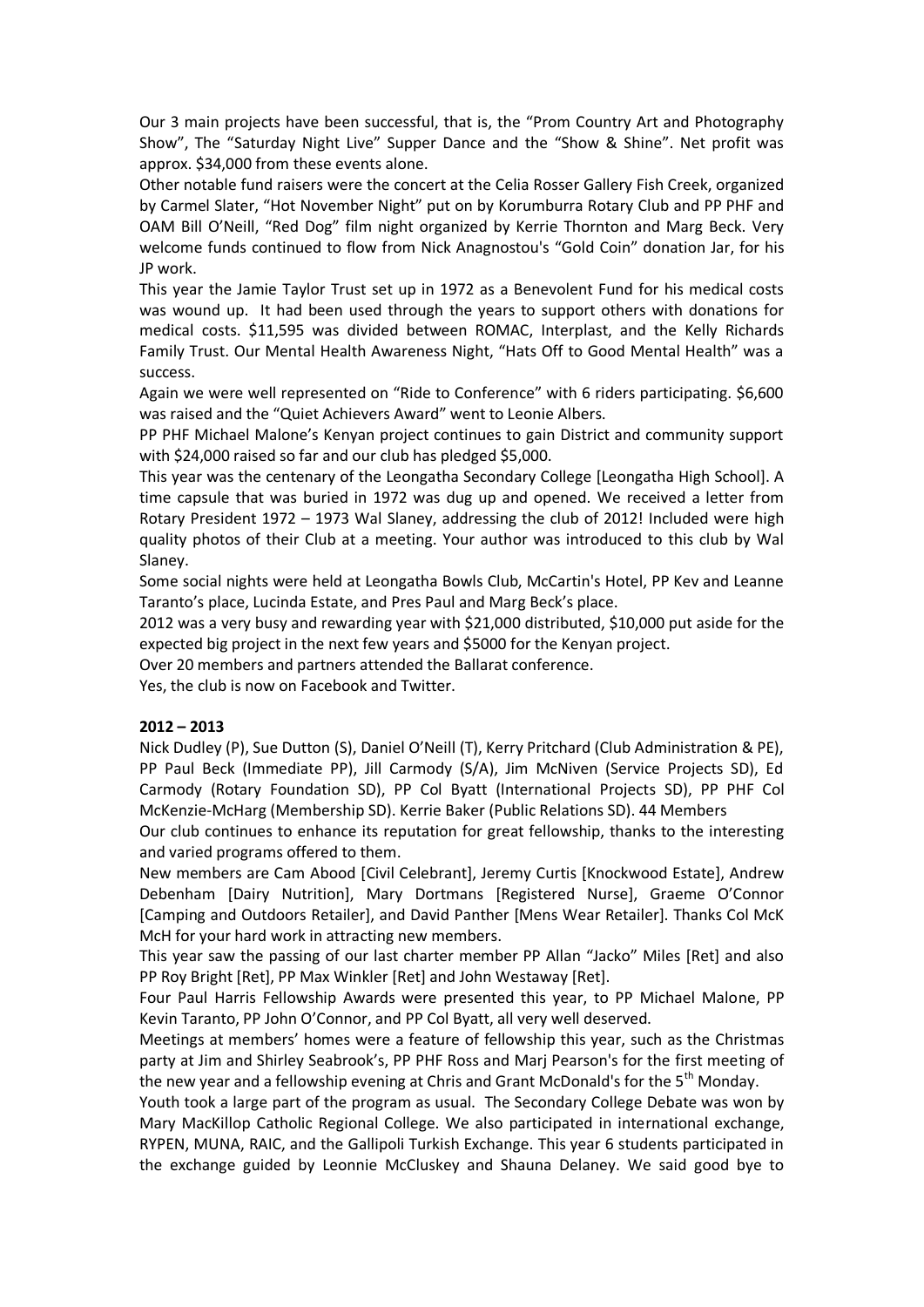Our 3 main projects have been successful, that is, the "Prom Country Art and Photography Show", The "Saturday Night Live" Supper Dance and the "Show & Shine". Net profit was approx. $34,000 from these events alone.

Other notable fund raisers were the concert at the Celia Rosser Gallery Fish Creek, organized by Carmel Slater, "Hot November Night" put on by Korumburra Rotary Club and PP PHF and OAM Bill O'Neill, "Red Dog" film night organized by Kerrie Thornton and Marg Beck. Very welcome funds continued to flow from Nick Anagnostou's "Gold Coin" donation Jar, for his JP work.

This year the Jamie Taylor Trust set up in 1972 as a Benevolent Fund for his medical costs was wound up. It had been used through the years to support others with donations for medical costs. $11,595 was divided between ROMAC, Interplast, and the Kelly Richards Family Trust. Our Mental Health Awareness Night, "Hats Off to Good Mental Health" was a success.

Again we were well represented on "Ride to Conference" with 6 riders participating. $6,600 was raised and the "Quiet Achievers Award" went to Leonie Albers.

PP PHF Michael Malone's Kenyan project continues to gain District and community support with $24,000 raised so far and our club has pledged $5,000.

This year was the centenary of the Leongatha Secondary College [Leongatha High School]. A time capsule that was buried in 1972 was dug up and opened. We received a letter from Rotary President 1972 – 1973 Wal Slaney, addressing the club of 2012! Included were high quality photos of their Club at a meeting. Your author was introduced to this club by Wal Slaney.

Some social nights were held at Leongatha Bowls Club, McCartin's Hotel, PP Kev and Leanne Taranto's place, Lucinda Estate, and Pres Paul and Marg Beck's place.

2012 was a very busy and rewarding year with $21,000 distributed, $10,000 put aside for the expected big project in the next few years and $5000 for the Kenyan project.

Over 20 members and partners attended the Ballarat conference.

Yes, the club is now on Facebook and Twitter.

**2012 – 2013**

Nick Dudley (P), Sue Dutton (S), Daniel O'Neill (T), Kerry Pritchard (Club Administration & PE), PP Paul Beck (Immediate PP), Jill Carmody (S/A), Jim McNiven (Service Projects SD), Ed Carmody (Rotary Foundation SD), PP Col Byatt (International Projects SD), PP PHF Col McKenzie-McHarg (Membership SD). Kerrie Baker (Public Relations SD). 44 Members

Our club continues to enhance its reputation for great fellowship, thanks to the interesting and varied programs offered to them.

New members are Cam Abood [Civil Celebrant], Jeremy Curtis [Knockwood Estate], Andrew Debenham [Dairy Nutrition], Mary Dortmans [Registered Nurse], Graeme O'Connor [Camping and Outdoors Retailer], and David Panther [Mens Wear Retailer]. Thanks Col McK McH for your hard work in attracting new members.

This year saw the passing of our last charter member PP Allan "Jacko" Miles [Ret] and also PP Roy Bright [Ret], PP Max Winkler [Ret] and John Westaway [Ret].

Four Paul Harris Fellowship Awards were presented this year, to PP Michael Malone, PP Kevin Taranto, PP John O'Connor, and PP Col Byatt, all very well deserved.

Meetings at members' homes were a feature of fellowship this year, such as the Christmas party at Jim and Shirley Seabrook's, PP PHF Ross and Marj Pearson's for the first meeting of the new year and a fellowship evening at Chris and Grant McDonald's for the 5th Monday.

Youth took a large part of the program as usual. The Secondary College Debate was won by Mary MacKillop Catholic Regional College. We also participated in international exchange, RYPEN, MUNA, RAIC, and the Gallipoli Turkish Exchange. This year 6 students participated in the exchange guided by Leonnie McCluskey and Shauna Delaney. We said good bye to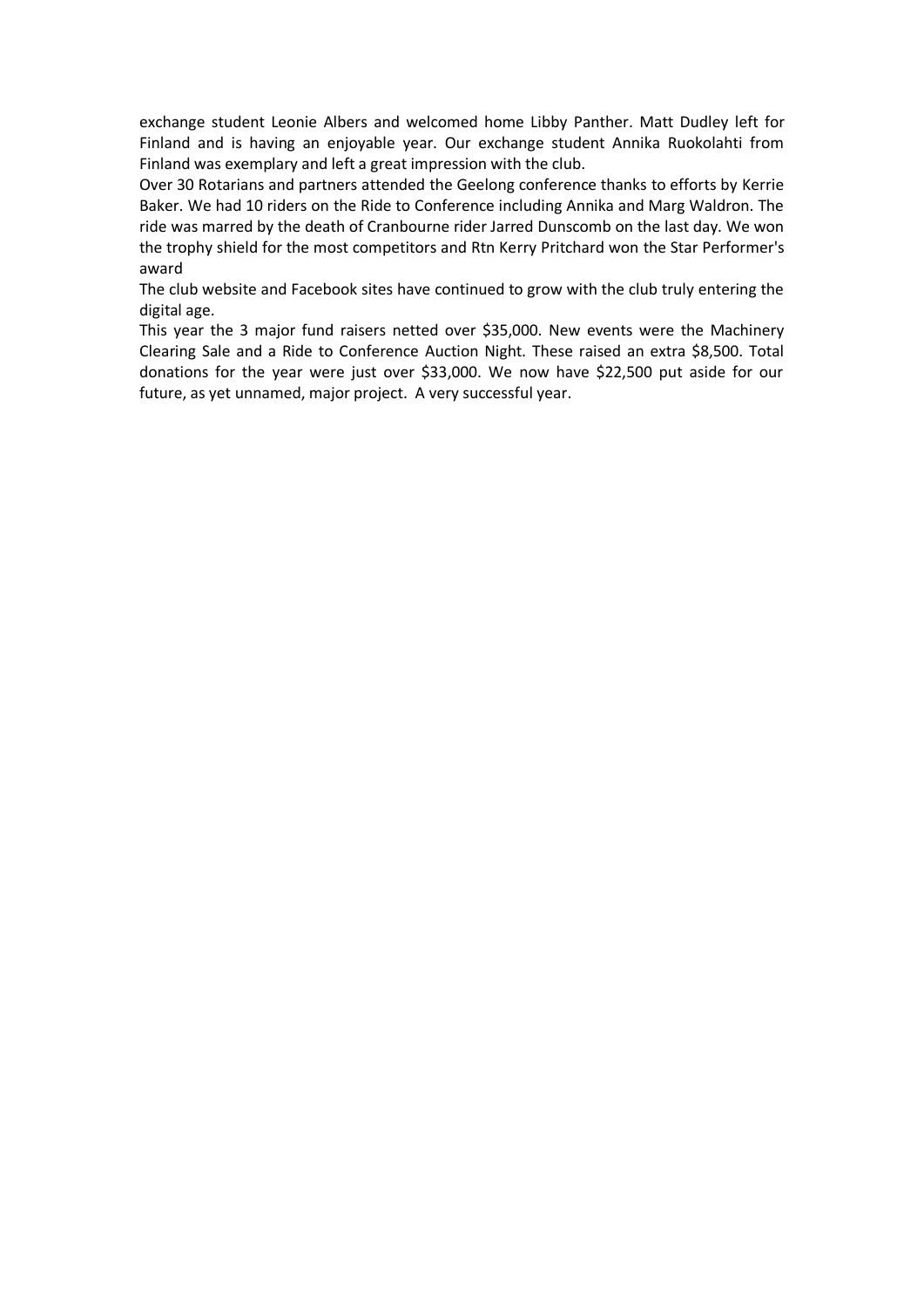exchange student Leonie Albers and welcomed home Libby Panther. Matt Dudley left for Finland and is having an enjoyable year. Our exchange student Annika Ruokolahti from Finland was exemplary and left a great impression with the club.

Over 30 Rotarians and partners attended the Geelong conference thanks to efforts by Kerrie Baker. We had 10 riders on the Ride to Conference including Annika and Marg Waldron. The ride was marred by the death of Cranbourne rider Jarred Dunscomb on the last day. We won the trophy shield for the most competitors and Rtn Kerry Pritchard won the Star Performer's award

The club website and Facebook sites have continued to grow with the club truly entering the digital age.

This year the 3 major fund raisers netted over $35,000. New events were the Machinery Clearing Sale and a Ride to Conference Auction Night. These raised an extra $8,500. Total donations for the year were just over $33,000. We now have $22,500 put aside for our future, as yet unnamed, major project. A very successful year.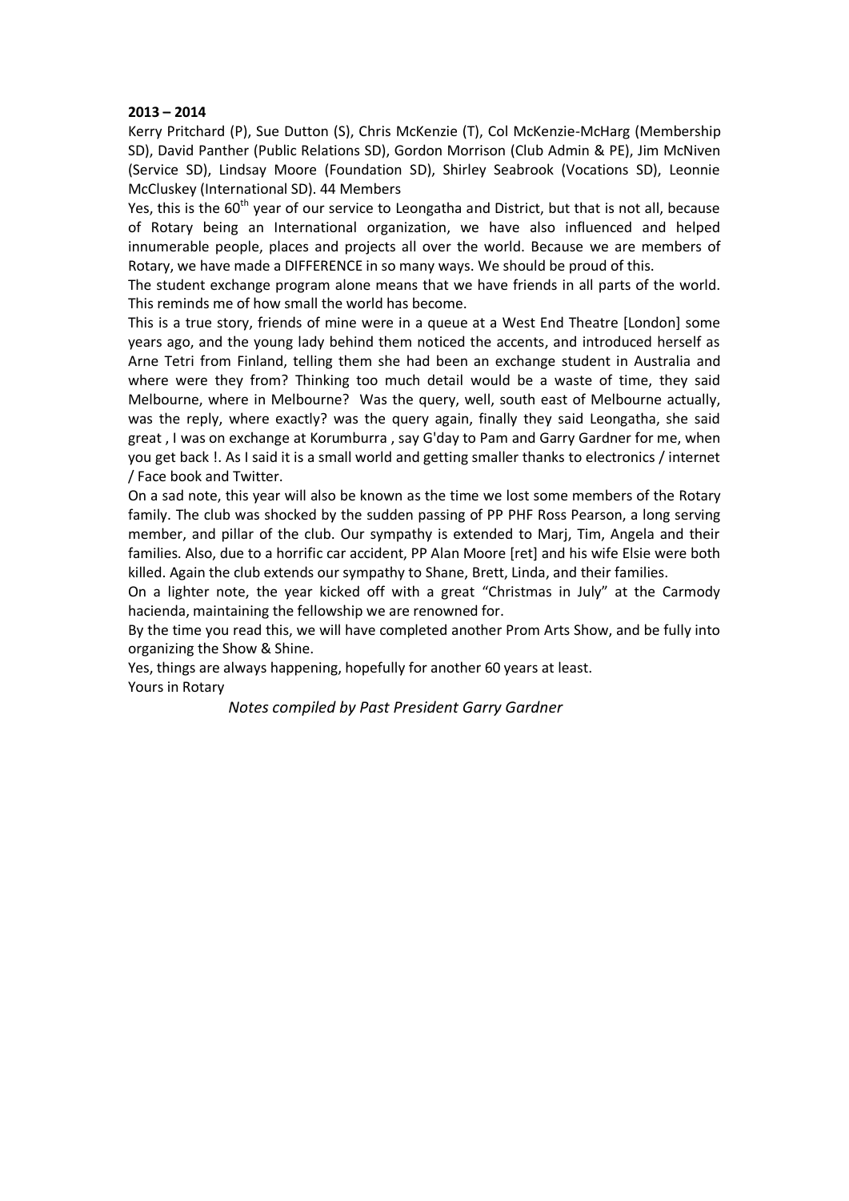**2013 – 2014**

Kerry Pritchard (P), Sue Dutton (S), Chris McKenzie (T), Col McKenzie-McHarg (Membership SD), David Panther (Public Relations SD), Gordon Morrison (Club Admin & PE), Jim McNiven (Service SD), Lindsay Moore (Foundation SD), Shirley Seabrook (Vocations SD), Leonnie McCluskey (International SD). 44 Members

Yes, this is the 60th year of our service to Leongatha and District, but that is not all, because of Rotary being an International organization, we have also influenced and helped innumerable people, places and projects all over the world. Because we are members of Rotary, we have made a DIFFERENCE in so many ways. We should be proud of this.

The student exchange program alone means that we have friends in all parts of the world. This reminds me of how small the world has become.

This is a true story, friends of mine were in a queue at a West End Theatre [London] some years ago, and the young lady behind them noticed the accents, and introduced herself as Arne Tetri from Finland, telling them she had been an exchange student in Australia and where were they from? Thinking too much detail would be a waste of time, they said Melbourne, where in Melbourne? Was the query, well, south east of Melbourne actually, was the reply, where exactly? was the query again, finally they said Leongatha, she said great , I was on exchange at Korumburra , say G'day to Pam and Garry Gardner for me, when you get back !. As I said it is a small world and getting smaller thanks to electronics / internet / Face book and Twitter.

On a sad note, this year will also be known as the time we lost some members of the Rotary family. The club was shocked by the sudden passing of PP PHF Ross Pearson, a long serving member, and pillar of the club. Our sympathy is extended to Marj, Tim, Angela and their families. Also, due to a horrific car accident, PP Alan Moore [ret] and his wife Elsie were both killed. Again the club extends our sympathy to Shane, Brett, Linda, and their families.

On a lighter note, the year kicked off with a great "Christmas in July" at the Carmody hacienda, maintaining the fellowship we are renowned for.

By the time you read this, we will have completed another Prom Arts Show, and be fully into organizing the Show & Shine.

Yes, things are always happening, hopefully for another 60 years at least.

Yours in Rotary

*Notes compiled by Past President Garry Gardner*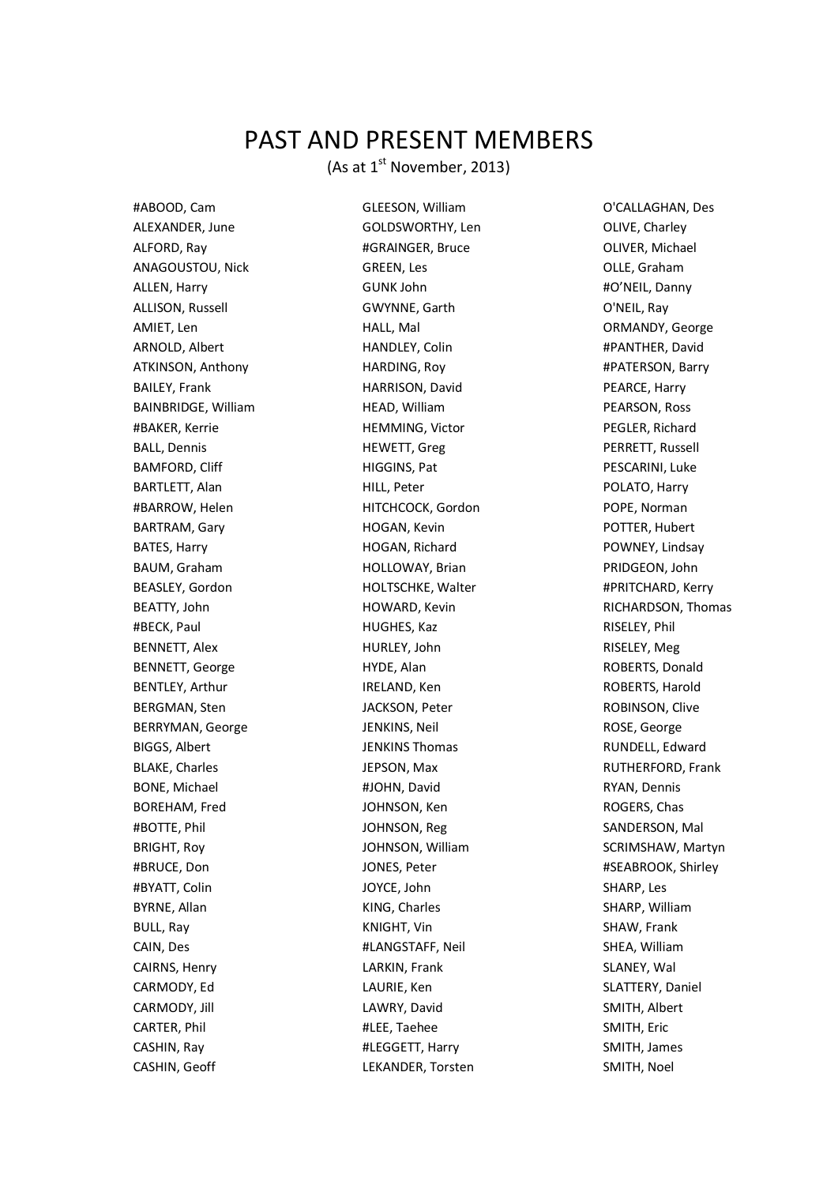# PAST AND PRESENT MEMBERS

(As at 1st November, 2013)

#ABOOD, Cam
ALEXANDER, June
ALFORD, Ray
ANAGOUSTOU, Nick
ALLEN, Harry
ALLISON, Russell
AMIET, Len
ARNOLD, Albert
ATKINSON, Anthony
BAILEY, Frank
BAINBRIDGE, William
#BAKER, Kerrie
BALL, Dennis
BAMFORD, Cliff
BARTLETT, Alan
#BARROW, Helen
BARTRAM, Gary
BATES, Harry
BAUM, Graham
BEASLEY, Gordon
BEATTY, John
#BECK, Paul
BENNETT, Alex
BENNETT, George
BENTLEY, Arthur
BERGMAN, Sten
BERRYMAN, George
BIGGS, Albert
BLAKE, Charles
BONE, Michael
BOREHAM, Fred
#BOTTE, Phil
BRIGHT, Roy
#BRUCE, Don
#BYATT, Colin
BYRNE, Allan
BULL, Ray
CAIN, Des
CAIRNS, Henry
CARMODY, Ed
CARMODY, Jill
CARTER, Phil
CASHIN, Ray
CASHIN, Geoff

GLEESON, William
GOLDSWORTHY, Len
#GRAINGER, Bruce
GREEN, Les
GUNK John
GWYNNE, Garth
HALL, Mal
HANDLEY, Colin
HARDING, Roy
HARRISON, David
HEAD, William
HEMMING, Victor
HEWETT, Greg
HIGGINS, Pat
HILL, Peter
HITCHCOCK, Gordon
HOGAN, Kevin
HOGAN, Richard
HOLLOWAY, Brian
HOLTSCHKE, Walter
HOWARD, Kevin
HUGHES, Kaz
HURLEY, John
HYDE, Alan
IRELAND, Ken
JACKSON, Peter
JENKINS, Neil
JENKINS Thomas
JEPSON, Max
#JOHN, David
JOHNSON, Ken
JOHNSON, Reg
JOHNSON, William
JONES, Peter
JOYCE, John
KING, Charles
KNIGHT, Vin
#LANGSTAFF, Neil
LARKIN, Frank
LAURIE, Ken
LAWRY, David
#LEE, Taehee
#LEGGETT, Harry
LEKANDER, Torsten

O'CALLAGHAN, Des
OLIVE, Charley
OLIVER, Michael
OLLE, Graham
#O'NEIL, Danny
O'NEIL, Ray
ORMANDY, George
#PANTHER, David
#PATERSON, Barry
PEARCE, Harry
PEARSON, Ross
PEGLER, Richard
PERRETT, Russell
PESCARINI, Luke
POLATO, Harry
POPE, Norman
POTTER, Hubert
POWNEY, Lindsay
PRIDGEON, John
#PRITCHARD, Kerry
RICHARDSON, Thomas
RISELEY, Phil
RISELEY, Meg
ROBERTS, Donald
ROBERTS, Harold
ROBINSON, Clive
ROSE, George
RUNDELL, Edward
RUTHERFORD, Frank
RYAN, Dennis
ROGERS, Chas
SANDERSON, Mal
SCRIMSHAW, Martyn
#SEABROOK, Shirley
SHARP, Les
SHARP, William
SHAW, Frank
SHEA, William
SLANEY, Wal
SLATTERY, Daniel
SMITH, Albert
SMITH, Eric
SMITH, James
SMITH, Noel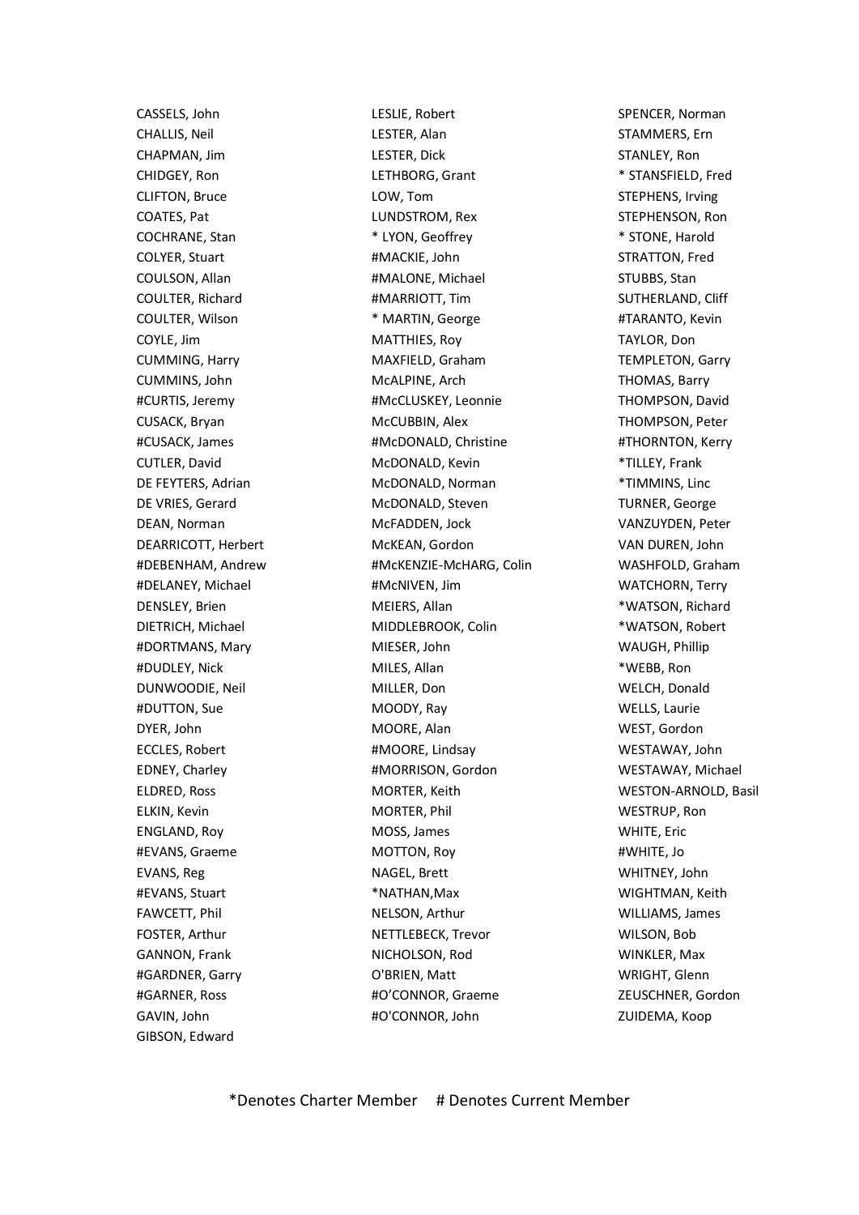CASSELS, John
CHALLIS, Neil
CHAPMAN, Jim
CHIDGEY, Ron
CLIFTON, Bruce
COATES, Pat
COCHRANE, Stan
COLYER, Stuart
COULSON, Allan
COULTER, Richard
COULTER, Wilson
COYLE, Jim
CUMMING, Harry
CUMMINS, John
#CURTIS, Jeremy
CUSACK, Bryan
#CUSACK, James
CUTLER, David
DE FEYTERS, Adrian
DE VRIES, Gerard
DEAN, Norman
DEARRICOTT, Herbert
#DEBENHAM, Andrew
#DELANEY, Michael
DENSLEY, Brien
DIETRICH, Michael
#DORTMANS, Mary
#DUDLEY, Nick
DUNWOODIE, Neil
#DUTTON, Sue
DYER, John
ECCLES, Robert
EDNEY, Charley
ELDRED, Ross
ELKIN, Kevin
ENGLAND, Roy
#EVANS, Graeme
EVANS, Reg
#EVANS, Stuart
FAWCETT, Phil
FOSTER, Arthur
GANNON, Frank
#GARDNER, Garry
#GARNER, Ross
GAVIN, John
GIBSON, Edward

LESLIE, Robert
LESTER, Alan
LESTER, Dick
LETHBORG, Grant
LOW, Tom
LUNDSTROM, Rex
* LYON, Geoffrey
#MACKIE, John
#MALONE, Michael
#MARRIOTT, Tim
* MARTIN, George
MATTHIES, Roy
MAXFIELD, Graham
McALPINE, Arch
#McCLUSKEY, Leonnie
McCUBBIN, Alex
#McDONALD, Christine
McDONALD, Kevin
McDONALD, Norman
McDONALD, Steven
McFADDEN, Jock
McKEAN, Gordon
#McKENZIE-McHARG, Colin
#McNIVEN, Jim
MEIERS, Allan
MIDDLEBROOK, Colin
MIESER, John
MILES, Allan
MILLER, Don
MOODY, Ray
MOORE, Alan
#MOORE, Lindsay
#MORRISON, Gordon
MORTER, Keith
MORTER, Phil
MOSS, James
MOTTON, Roy
NAGEL, Brett
*NATHAN,Max
NELSON, Arthur
NETTLEBECK, Trevor
NICHOLSON, Rod
O'BRIEN, Matt
#O'CONNOR, Graeme
#O'CONNOR, John

SPENCER, Norman
STAMMERS, Ern
STANLEY, Ron
* STANSFIELD, Fred
STEPHENS, Irving
STEPHENSON, Ron
* STONE, Harold
STRATTON, Fred
STUBBS, Stan
SUTHERLAND, Cliff
#TARANTO, Kevin
TAYLOR, Don
TEMPLETON, Garry
THOMAS, Barry
THOMPSON, David
THOMPSON, Peter
#THORNTON, Kerry
*TILLEY, Frank
*TIMMINS, Linc
TURNER, George
VANZUYDEN, Peter
VAN DUREN, John
WASHFOLD, Graham
WATCHORN, Terry
*WATSON, Richard
*WATSON, Robert
WAUGH, Phillip
*WEBB, Ron
WELCH, Donald
WELLS, Laurie
WEST, Gordon
WESTAWAY, John
WESTAWAY, Michael
WESTON-ARNOLD, Basil
WESTRUP, Ron
WHITE, Eric
#WHITE, Jo
WHITNEY, John
WIGHTMAN, Keith
WILLIAMS, James
WILSON, Bob
WINKLER, Max
WRIGHT, Glenn
ZEUSCHNER, Gordon
ZUIDEMA, Koop

*Denotes Charter Member # Denotes Current Member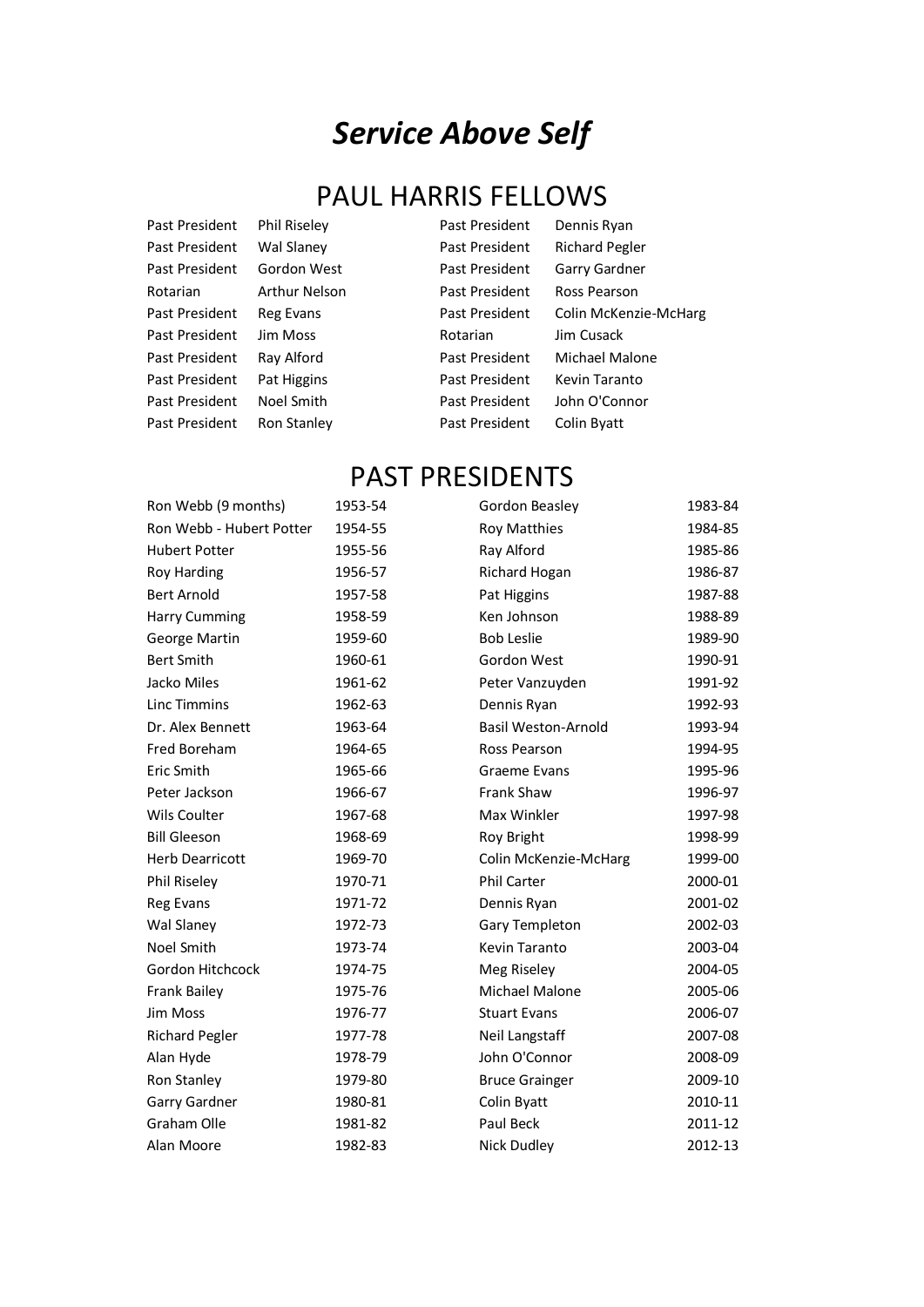# *Service Above Self*

## PAUL HARRIS FELLOWS

| | | | |
|---|---|---|---|
| Past President | Phil Riseley | Past President | Dennis Ryan |
| Past President | Wal Slaney | Past President | Richard Pegler |
| Past President | Gordon West | Past President | Garry Gardner |
| Rotarian | Arthur Nelson | Past President | Ross Pearson |
| Past President | Reg Evans | Past President | Colin McKenzie-McHarg |
| Past President | Jim Moss | Rotarian | Jim Cusack |
| Past President | Ray Alford | Past President | Michael Malone |
| Past President | Pat Higgins | Past President | Kevin Taranto |
| Past President | Noel Smith | Past President | John O'Connor |
| Past President | Ron Stanley | Past President | Colin Byatt |

## PAST PRESIDENTS

| | | | |
|---|---|---|---|
| Ron Webb (9 months) | 1953-54 | Gordon Beasley | 1983-84 |
| Ron Webb - Hubert Potter | 1954-55 | Roy Matthies | 1984-85 |
| Hubert Potter | 1955-56 | Ray Alford | 1985-86 |
| Roy Harding | 1956-57 | Richard Hogan | 1986-87 |
| Bert Arnold | 1957-58 | Pat Higgins | 1987-88 |
| Harry Cumming | 1958-59 | Ken Johnson | 1988-89 |
| George Martin | 1959-60 | Bob Leslie | 1989-90 |
| Bert Smith | 1960-61 | Gordon West | 1990-91 |
| Jacko Miles | 1961-62 | Peter Vanzuyden | 1991-92 |
| Linc Timmins | 1962-63 | Dennis Ryan | 1992-93 |
| Dr. Alex Bennett | 1963-64 | Basil Weston-Arnold | 1993-94 |
| Fred Boreham | 1964-65 | Ross Pearson | 1994-95 |
| Eric Smith | 1965-66 | Graeme Evans | 1995-96 |
| Peter Jackson | 1966-67 | Frank Shaw | 1996-97 |
| Wils Coulter | 1967-68 | Max Winkler | 1997-98 |
| Bill Gleeson | 1968-69 | Roy Bright | 1998-99 |
| Herb Dearricott | 1969-70 | Colin McKenzie-McHarg | 1999-00 |
| Phil Riseley | 1970-71 | Phil Carter | 2000-01 |
| Reg Evans | 1971-72 | Dennis Ryan | 2001-02 |
| Wal Slaney | 1972-73 | Gary Templeton | 2002-03 |
| Noel Smith | 1973-74 | Kevin Taranto | 2003-04 |
| Gordon Hitchcock | 1974-75 | Meg Riseley | 2004-05 |
| Frank Bailey | 1975-76 | Michael Malone | 2005-06 |
| Jim Moss | 1976-77 | Stuart Evans | 2006-07 |
| Richard Pegler | 1977-78 | Neil Langstaff | 2007-08 |
| Alan Hyde | 1978-79 | John O'Connor | 2008-09 |
| Ron Stanley | 1979-80 | Bruce Grainger | 2009-10 |
| Garry Gardner | 1980-81 | Colin Byatt | 2010-11 |
| Graham Olle | 1981-82 | Paul Beck | 2011-12 |
| Alan Moore | 1982-83 | Nick Dudley | 2012-13 |